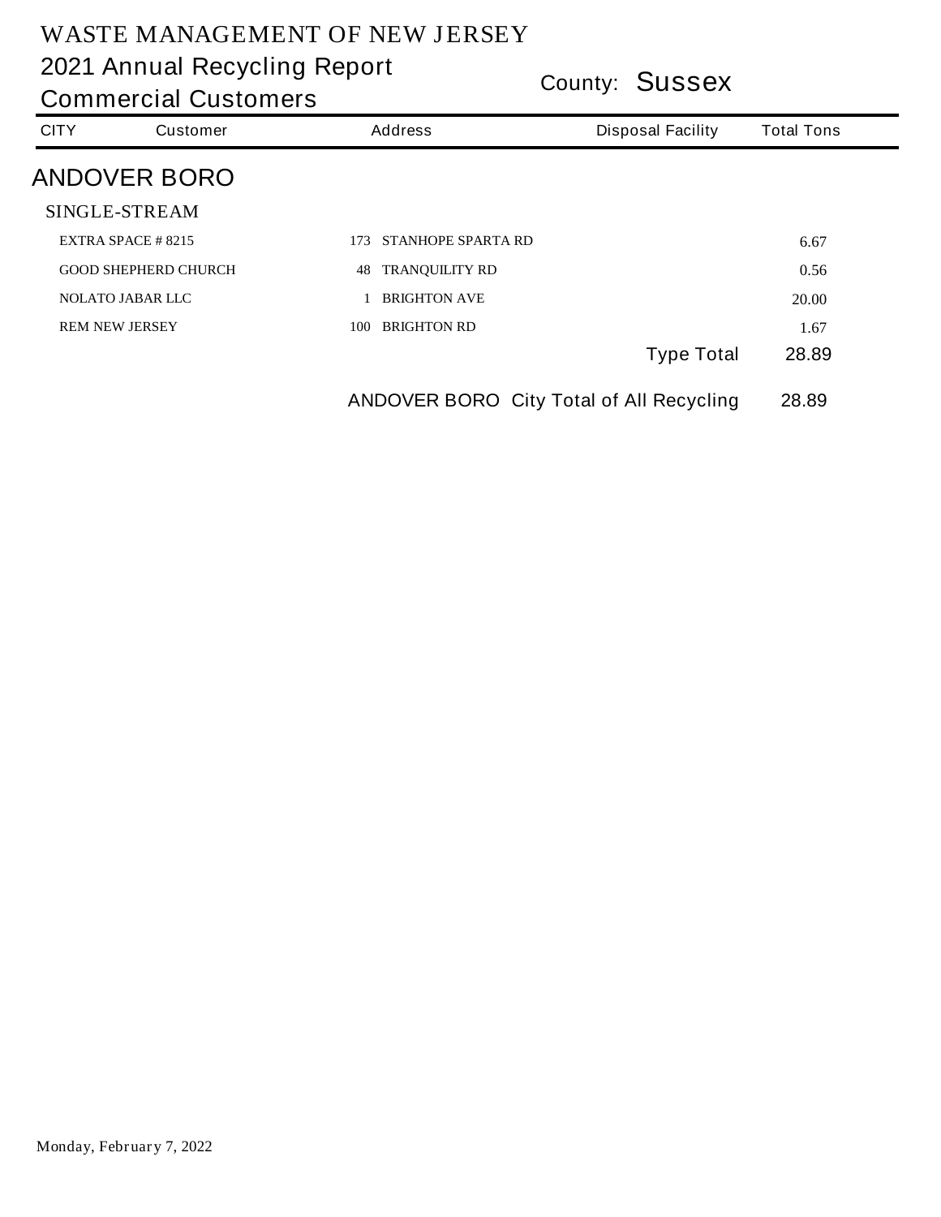# WASTE MANAGEMENT OF NEW JERSEY

## 2021 Annual Recycling Report

## Commercial Customers

County: **Sussex**

| CITY | Customer | Address | Disposal Facility | Total Tons |
|---|---|---|---|---|

## ANDOVER BORO

### SINGLE-STREAM

| Customer | Address | Disposal Facility | Total Tons |
|---|---|---|---|
| EXTRA SPACE # 8215 | 173 STANHOPE SPARTA RD | | 6.67 |
| GOOD SHEPHERD CHURCH | 48 TRANQUILITY RD | | 0.56 |
| NOLATO JABAR LLC | 1 BRIGHTON AVE | | 20.00 |
| REM NEW JERSEY | 100 BRIGHTON RD | | 1.67 |
| | | Type Total | 28.89 |

ANDOVER BORO City Total of All Recycling 28.89

Monday, February 7, 2022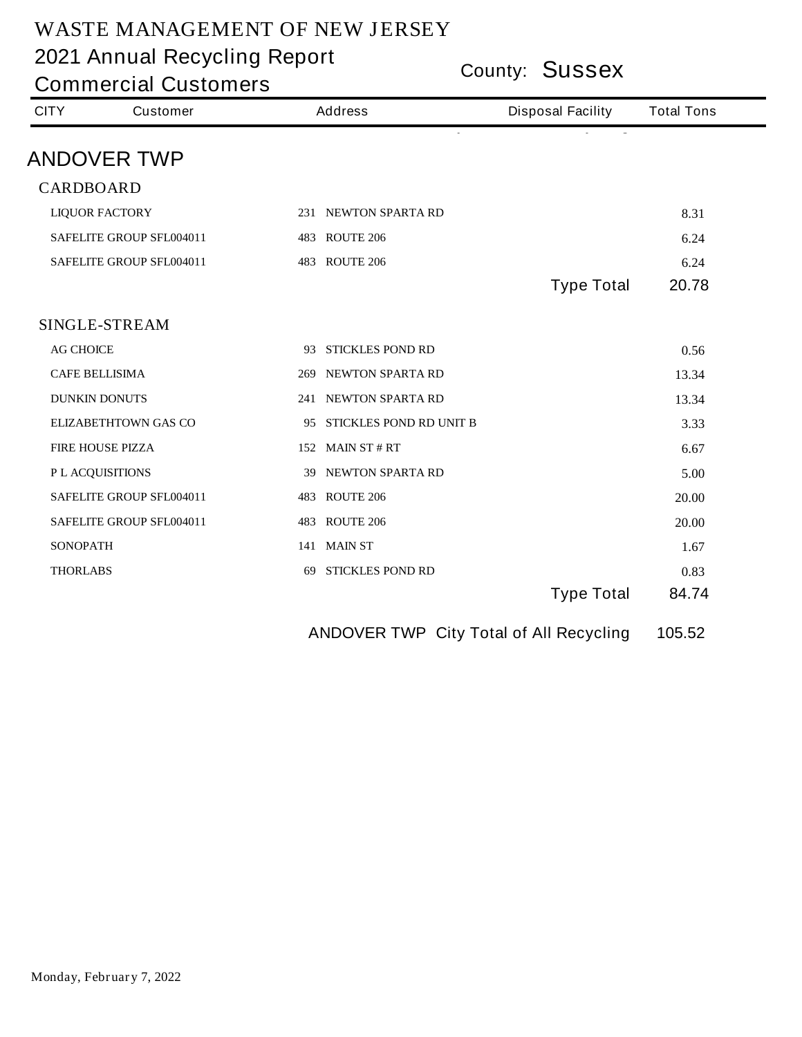# WASTE MANAGEMENT OF NEW JERSEY

## 2021 Annual Recycling Report

## Commercial Customers

County: **Sussex**

| CITY | Customer | Address | Disposal Facility | Total Tons |
|---|---|---|---|---|

## ANDOVER TWP

### CARDBOARD

| Customer | Address | Disposal Facility | Total Tons |
|---|---|---|---|
| LIQUOR FACTORY | 231 NEWTON SPARTA RD | | 8.31 |
| SAFELITE GROUP SFL004011 | 483 ROUTE 206 | | 6.24 |
| SAFELITE GROUP SFL004011 | 483 ROUTE 206 | | 6.24 |
| | | Type Total | 20.78 |

### SINGLE-STREAM

| Customer | Address | Disposal Facility | Total Tons |
|---|---|---|---|
| AG CHOICE | 93 STICKLES POND RD | | 0.56 |
| CAFE BELLISIMA | 269 NEWTON SPARTA RD | | 13.34 |
| DUNKIN DONUTS | 241 NEWTON SPARTA RD | | 13.34 |
| ELIZABETHTOWN GAS CO | 95 STICKLES POND RD UNIT B | | 3.33 |
| FIRE HOUSE PIZZA | 152 MAIN ST # RT | | 6.67 |
| P L ACQUISITIONS | 39 NEWTON SPARTA RD | | 5.00 |
| SAFELITE GROUP SFL004011 | 483 ROUTE 206 | | 20.00 |
| SAFELITE GROUP SFL004011 | 483 ROUTE 206 | | 20.00 |
| SONOPATH | 141 MAIN ST | | 1.67 |
| THORLABS | 69 STICKLES POND RD | | 0.83 |
| | | Type Total | 84.74 |

ANDOVER TWP City Total of All Recycling 105.52

Monday, February 7, 2022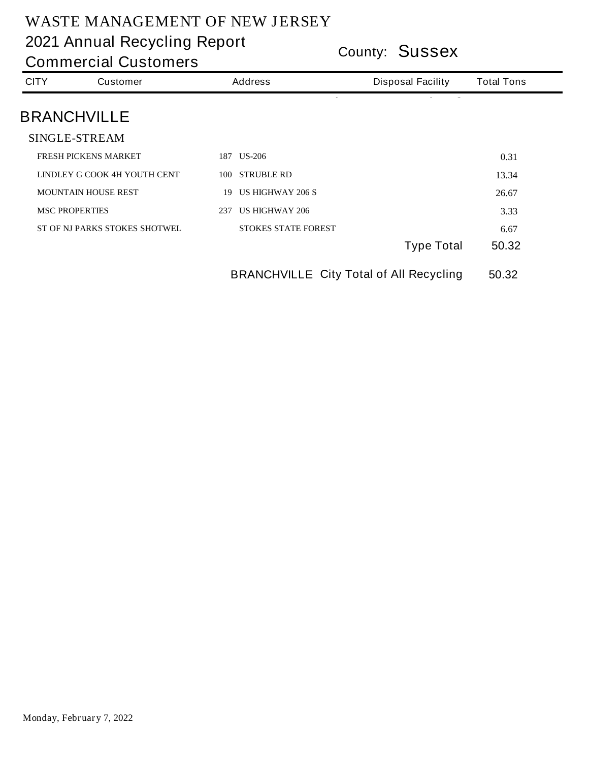# WASTE MANAGEMENT OF NEW JERSEY

## 2021 Annual Recycling Report

## Commercial Customers

County: **Sussex**

| CITY | Customer | Address | Disposal Facility | Total Tons |
|---|---|---|---|---|

## BRANCHVILLE

### SINGLE-STREAM

| Customer | Address | Disposal Facility | Total Tons |
|---|---|---|---|
| FRESH PICKENS MARKET | 187 US-206 | | 0.31 |
| LINDLEY G COOK 4H YOUTH CENT | 100 STRUBLE RD | | 13.34 |
| MOUNTAIN HOUSE REST | 19 US HIGHWAY 206 S | | 26.67 |
| MSC PROPERTIES | 237 US HIGHWAY 206 | | 3.33 |
| ST OF NJ PARKS STOKES SHOTWEL | STOKES STATE FOREST | | 6.67 |
| | | Type Total | 50.32 |

BRANCHVILLE City Total of All Recycling **50.32**

Monday, February 7, 2022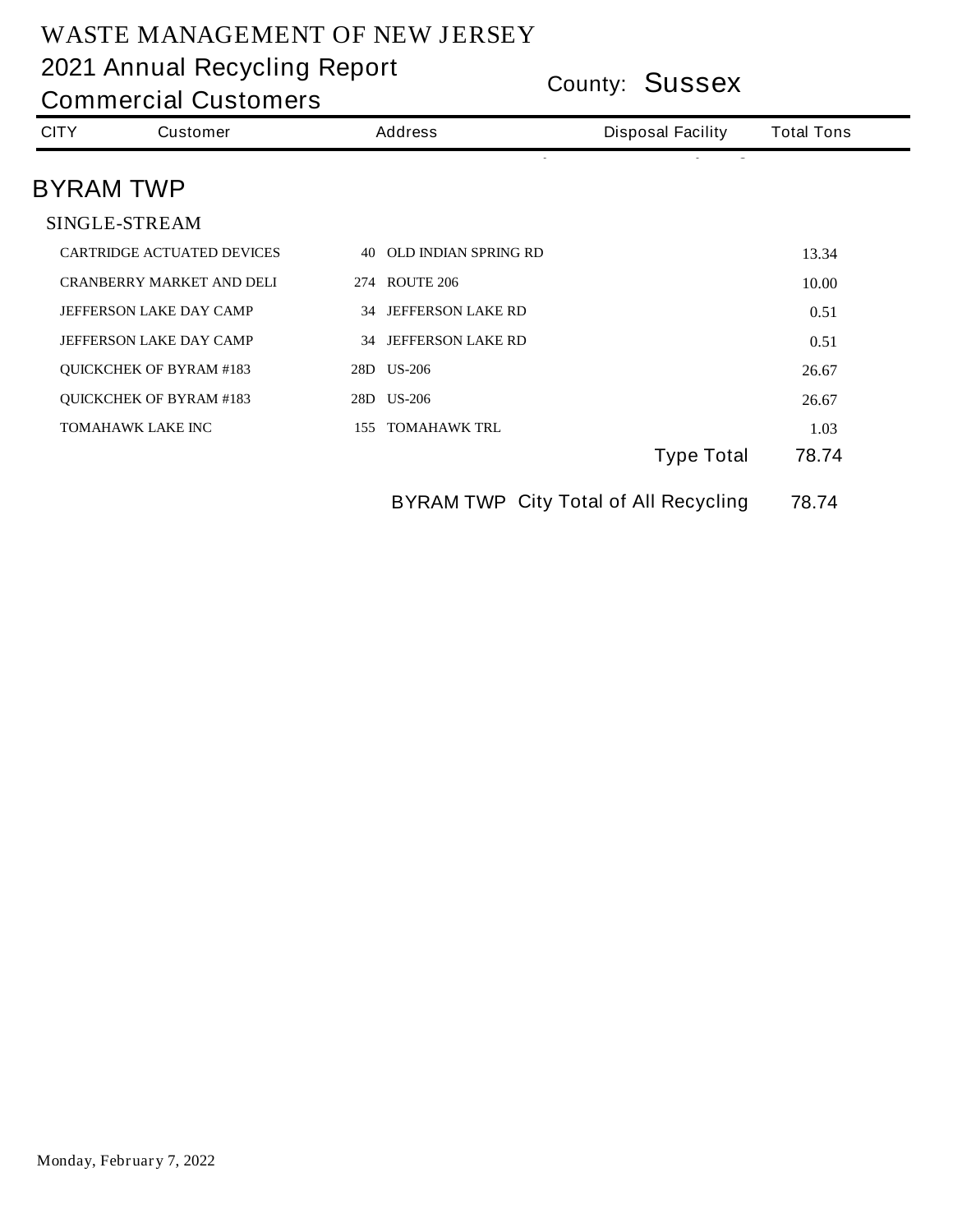# WASTE MANAGEMENT OF NEW JERSEY

## 2021 Annual Recycling Report

## Commercial Customers

County: **Sussex**

| CITY | Customer | Address | Disposal Facility | Total Tons |
|---|---|---|---|---|

## BYRAM TWP

### SINGLE-STREAM

| Customer | Address | Disposal Facility | Total Tons |
|---|---|---|---|
| CARTRIDGE ACTUATED DEVICES | 40 OLD INDIAN SPRING RD | | 13.34 |
| CRANBERRY MARKET AND DELI | 274 ROUTE 206 | | 10.00 |
| JEFFERSON LAKE DAY CAMP | 34 JEFFERSON LAKE RD | | 0.51 |
| JEFFERSON LAKE DAY CAMP | 34 JEFFERSON LAKE RD | | 0.51 |
| QUICKCHEK OF BYRAM #183 | 28D US-206 | | 26.67 |
| QUICKCHEK OF BYRAM #183 | 28D US-206 | | 26.67 |
| TOMAHAWK LAKE INC | 155 TOMAHAWK TRL | | 1.03 |
| | | Type Total | 78.74 |

BYRAM TWP City Total of All Recycling 78.74

Monday, February 7, 2022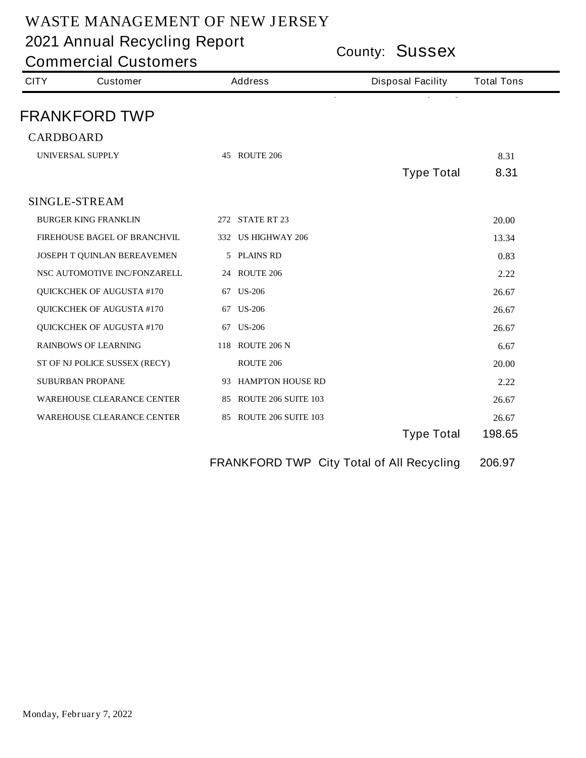# WASTE MANAGEMENT OF NEW JERSEY

## 2021 Annual Recycling Report

## Commercial Customers

County: **Sussex**

| CITY | Customer | Address | | Disposal Facility | Total Tons |
|---|---|---|---|---|---|
| **FRANKFORD TWP** | | | | | |
| CARDBOARD | | | | | |
| | UNIVERSAL SUPPLY | 45 | ROUTE 206 | | 8.31 |
| | | | | Type Total | 8.31 |
| SINGLE-STREAM | | | | | |
| | BURGER KING FRANKLIN | 272 | STATE RT 23 | | 20.00 |
| | FIREHOUSE BAGEL OF BRANCHVIL | 332 | US HIGHWAY 206 | | 13.34 |
| | JOSEPH T QUINLAN BEREAVEMEN | 5 | PLAINS RD | | 0.83 |
| | NSC AUTOMOTIVE INC/FONZARELL | 24 | ROUTE 206 | | 2.22 |
| | QUICKCHEK OF AUGUSTA #170 | 67 | US-206 | | 26.67 |
| | QUICKCHEK OF AUGUSTA #170 | 67 | US-206 | | 26.67 |
| | QUICKCHEK OF AUGUSTA #170 | 67 | US-206 | | 26.67 |
| | RAINBOWS OF LEARNING | 118 | ROUTE 206 N | | 6.67 |
| | ST OF NJ POLICE SUSSEX (RECY) | | ROUTE 206 | | 20.00 |
| | SUBURBAN PROPANE | 93 | HAMPTON HOUSE RD | | 2.22 |
| | WAREHOUSE CLEARANCE CENTER | 85 | ROUTE 206 SUITE 103 | | 26.67 |
| | WAREHOUSE CLEARANCE CENTER | 85 | ROUTE 206 SUITE 103 | | 26.67 |
| | | | | Type Total | 198.65 |
| | | | | FRANKFORD TWP City Total of All Recycling | 206.97 |

Monday, February 7, 2022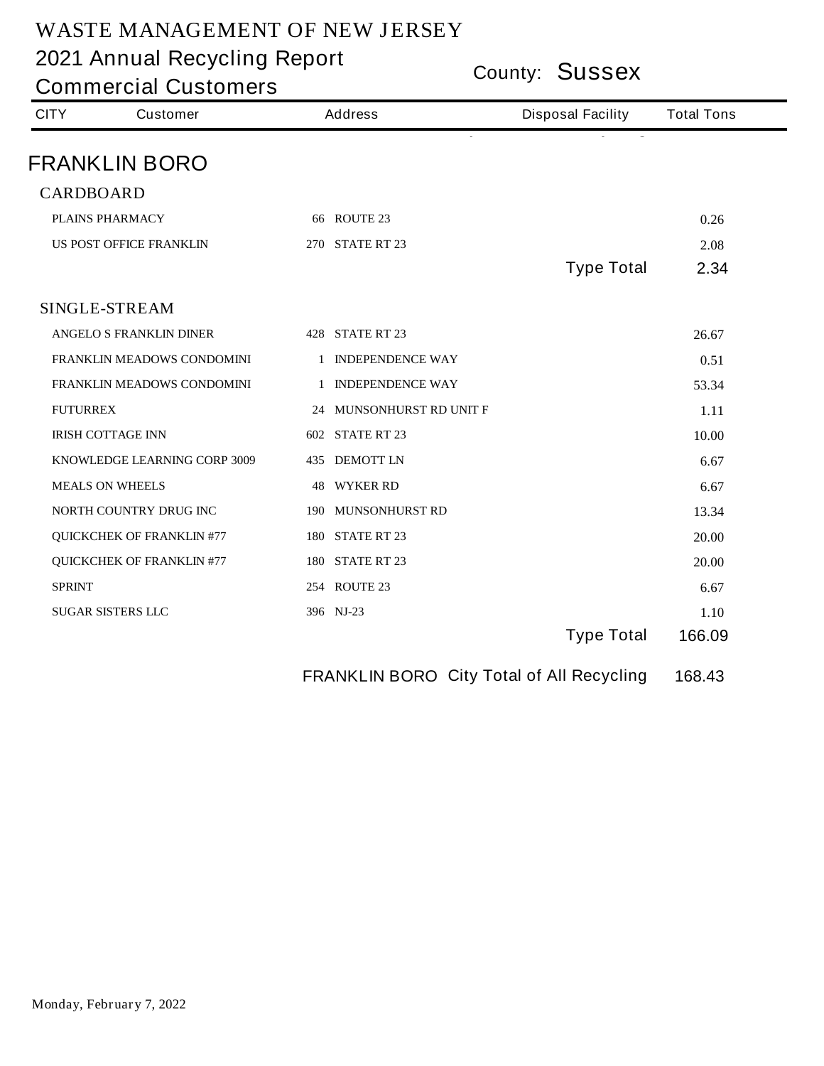# WASTE MANAGEMENT OF NEW JERSEY

## 2021 Annual Recycling Report

## Commercial Customers

County: **Sussex**

| CITY | Customer | Address | Disposal Facility | Total Tons |
|---|---|---|---|---|

## FRANKLIN BORO

### CARDBOARD

| Customer | Address | Disposal Facility | Total Tons |
|---|---|---|---|
| PLAINS PHARMACY | 66 ROUTE 23 | | 0.26 |
| US POST OFFICE FRANKLIN | 270 STATE RT 23 | | 2.08 |
| | | Type Total | 2.34 |

### SINGLE-STREAM

| Customer | Address | Disposal Facility | Total Tons |
|---|---|---|---|
| ANGELO S FRANKLIN DINER | 428 STATE RT 23 | | 26.67 |
| FRANKLIN MEADOWS CONDOMINI | 1 INDEPENDENCE WAY | | 0.51 |
| FRANKLIN MEADOWS CONDOMINI | 1 INDEPENDENCE WAY | | 53.34 |
| FUTURREX | 24 MUNSONHURST RD UNIT F | | 1.11 |
| IRISH COTTAGE INN | 602 STATE RT 23 | | 10.00 |
| KNOWLEDGE LEARNING CORP 3009 | 435 DEMOTT LN | | 6.67 |
| MEALS ON WHEELS | 48 WYKER RD | | 6.67 |
| NORTH COUNTRY DRUG INC | 190 MUNSONHURST RD | | 13.34 |
| QUICKCHEK OF FRANKLIN #77 | 180 STATE RT 23 | | 20.00 |
| QUICKCHEK OF FRANKLIN #77 | 180 STATE RT 23 | | 20.00 |
| SPRINT | 254 ROUTE 23 | | 6.67 |
| SUGAR SISTERS LLC | 396 NJ-23 | | 1.10 |
| | | Type Total | 166.09 |

FRANKLIN BORO City Total of All Recycling 168.43

Monday, February 7, 2022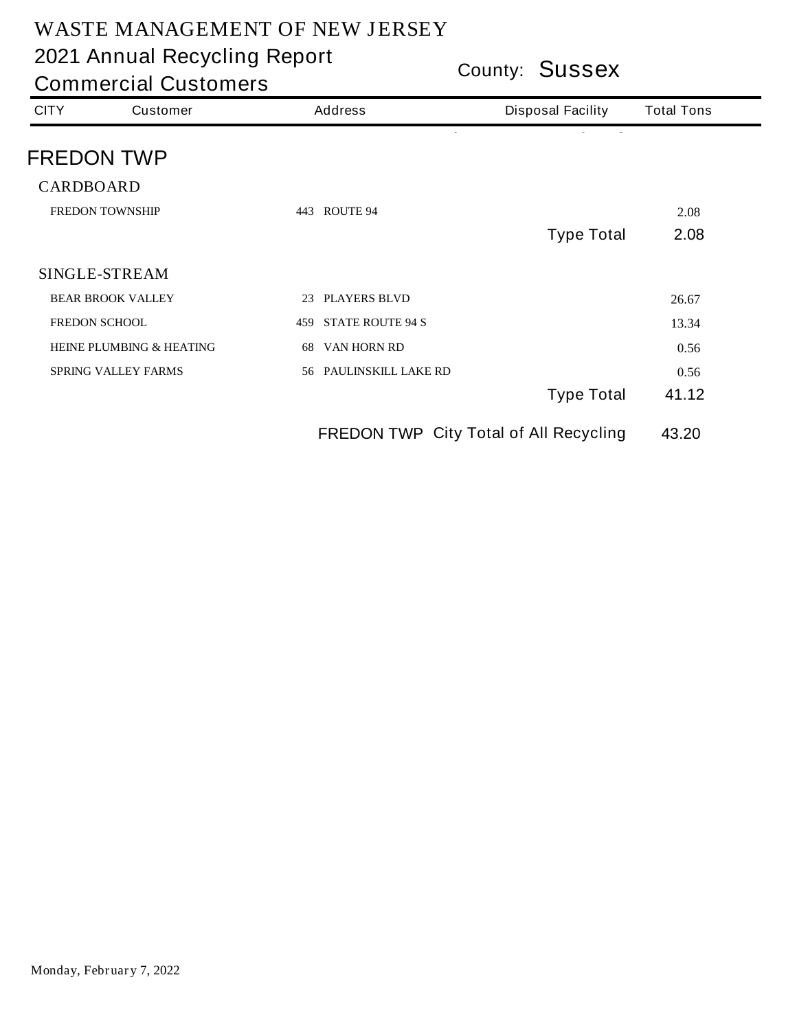# WASTE MANAGEMENT OF NEW JERSEY

## 2021 Annual Recycling Report

## Commercial Customers

County: **Sussex**

| CITY | Customer | Address | Disposal Facility | Total Tons |
|---|---|---|---|---|

## FREDON TWP

### CARDBOARD

| Customer | Address | Disposal Facility | Total Tons |
|---|---|---|---|
| FREDON TOWNSHIP | 443 ROUTE 94 | | 2.08 |
| | | **Type Total** | **2.08** |

### SINGLE-STREAM

| Customer | Address | Disposal Facility | Total Tons |
|---|---|---|---|
| BEAR BROOK VALLEY | 23 PLAYERS BLVD | | 26.67 |
| FREDON SCHOOL | 459 STATE ROUTE 94 S | | 13.34 |
| HEINE PLUMBING & HEATING | 68 VAN HORN RD | | 0.56 |
| SPRING VALLEY FARMS | 56 PAULINSKILL LAKE RD | | 0.56 |
| | | **Type Total** | **41.12** |

**FREDON TWP City Total of All Recycling: 43.20**

Monday, February 7, 2022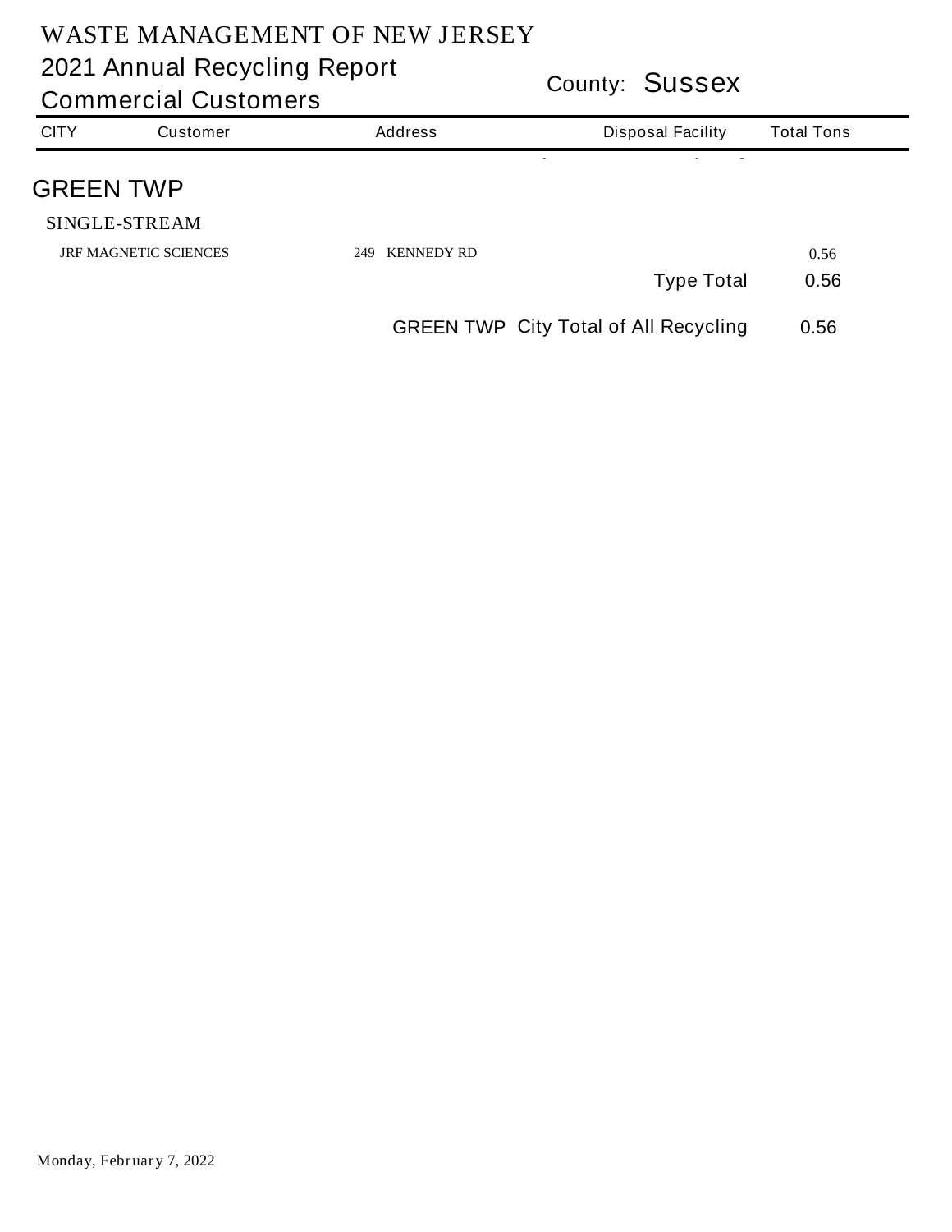# WASTE MANAGEMENT OF NEW JERSEY

## 2021 Annual Recycling Report

## Commercial Customers

County: **Sussex**

| CITY | Customer | Address | Disposal Facility | Total Tons |
|---|---|---|---|---|
| **GREEN TWP** | | | | |
| SINGLE-STREAM | | | | |
| | JRF MAGNETIC SCIENCES | 249 KENNEDY RD | | 0.56 |
| | | | Type Total | 0.56 |
| | | | GREEN TWP City Total of All Recycling | 0.56 |

Monday, February 7, 2022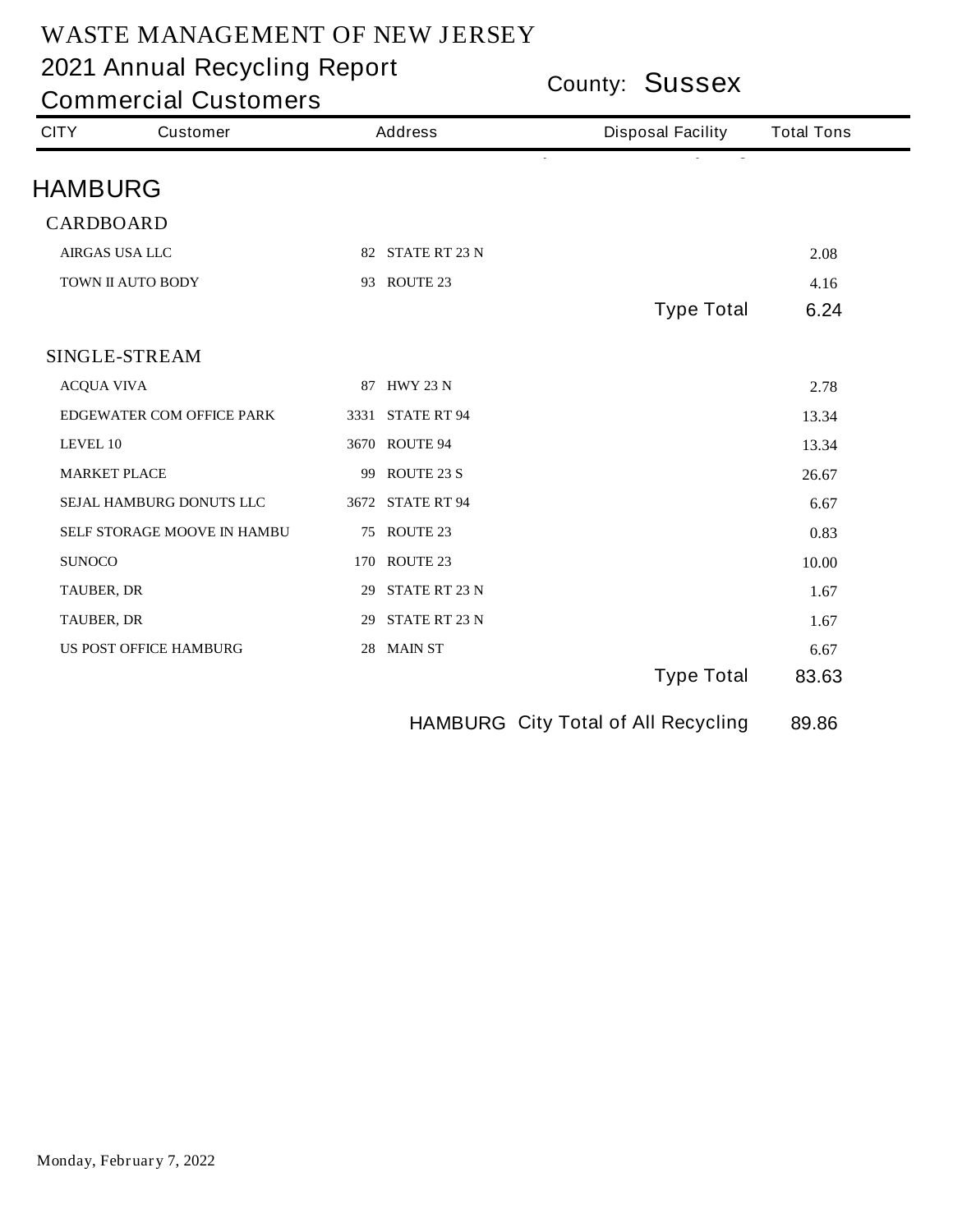# WASTE MANAGEMENT OF NEW JERSEY

## 2021 Annual Recycling Report

## Commercial Customers

County: **Sussex**

| CITY | Customer | Address | Disposal Facility | Total Tons |
|---|---|---|---|---|
| **HAMBURG** | | | | |
| CARDBOARD | | | | |
| | AIRGAS USA LLC | 82 STATE RT 23 N | | 2.08 |
| | TOWN II AUTO BODY | 93 ROUTE 23 | | 4.16 |
| | | | Type Total | 6.24 |
| SINGLE-STREAM | | | | |
| | ACQUA VIVA | 87 HWY 23 N | | 2.78 |
| | EDGEWATER COM OFFICE PARK | 3331 STATE RT 94 | | 13.34 |
| | LEVEL 10 | 3670 ROUTE 94 | | 13.34 |
| | MARKET PLACE | 99 ROUTE 23 S | | 26.67 |
| | SEJAL HAMBURG DONUTS LLC | 3672 STATE RT 94 | | 6.67 |
| | SELF STORAGE MOOVE IN HAMBU | 75 ROUTE 23 | | 0.83 |
| | SUNOCO | 170 ROUTE 23 | | 10.00 |
| | TAUBER, DR | 29 STATE RT 23 N | | 1.67 |
| | TAUBER, DR | 29 STATE RT 23 N | | 1.67 |
| | US POST OFFICE HAMBURG | 28 MAIN ST | | 6.67 |
| | | | Type Total | 83.63 |
| | | | HAMBURG City Total of All Recycling | 89.86 |

Monday, February 7, 2022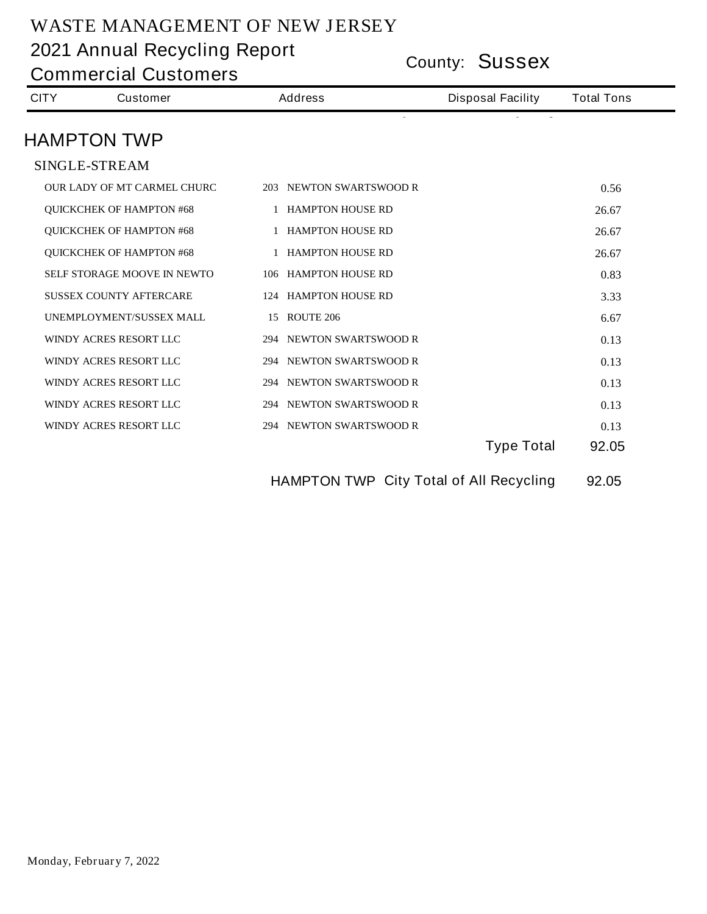# WASTE MANAGEMENT OF NEW JERSEY

## 2021 Annual Recycling Report

## Commercial Customers

County: **Sussex**

| CITY | Customer | Address | Disposal Facility | Total Tons |
|---|---|---|---|---|

## HAMPTON TWP

### SINGLE-STREAM

| Customer | Address | Disposal Facility | Total Tons |
|---|---|---|---|
| OUR LADY OF MT CARMEL CHURC | 203 NEWTON SWARTSWOOD R | | 0.56 |
| QUICKCHEK OF HAMPTON #68 | 1 HAMPTON HOUSE RD | | 26.67 |
| QUICKCHEK OF HAMPTON #68 | 1 HAMPTON HOUSE RD | | 26.67 |
| QUICKCHEK OF HAMPTON #68 | 1 HAMPTON HOUSE RD | | 26.67 |
| SELF STORAGE MOOVE IN NEWTO | 106 HAMPTON HOUSE RD | | 0.83 |
| SUSSEX COUNTY AFTERCARE | 124 HAMPTON HOUSE RD | | 3.33 |
| UNEMPLOYMENT/SUSSEX MALL | 15 ROUTE 206 | | 6.67 |
| WINDY ACRES RESORT LLC | 294 NEWTON SWARTSWOOD R | | 0.13 |
| WINDY ACRES RESORT LLC | 294 NEWTON SWARTSWOOD R | | 0.13 |
| WINDY ACRES RESORT LLC | 294 NEWTON SWARTSWOOD R | | 0.13 |
| WINDY ACRES RESORT LLC | 294 NEWTON SWARTSWOOD R | | 0.13 |
| WINDY ACRES RESORT LLC | 294 NEWTON SWARTSWOOD R | | 0.13 |
| | | Type Total | 92.05 |

HAMPTON TWP City Total of All Recycling 92.05

Monday, February 7, 2022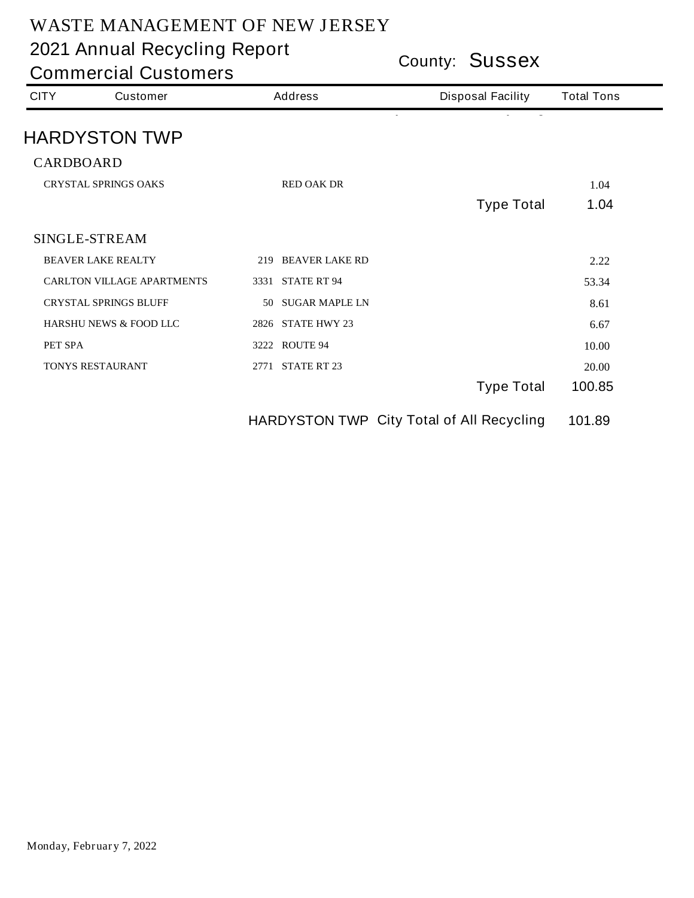# WASTE MANAGEMENT OF NEW JERSEY

## 2021 Annual Recycling Report

## Commercial Customers

County: **Sussex**

| CITY | Customer | Address | Disposal Facility | Total Tons |
|---|---|---|---|---|

## HARDYSTON TWP

### CARDBOARD

| Customer | Address | Disposal Facility | Total Tons |
|---|---|---|---|
| CRYSTAL SPRINGS OAKS | RED OAK DR | | 1.04 |
| | | Type Total | 1.04 |

### SINGLE-STREAM

| Customer | Address | Disposal Facility | Total Tons |
|---|---|---|---|
| BEAVER LAKE REALTY | 219 BEAVER LAKE RD | | 2.22 |
| CARLTON VILLAGE APARTMENTS | 3331 STATE RT 94 | | 53.34 |
| CRYSTAL SPRINGS BLUFF | 50 SUGAR MAPLE LN | | 8.61 |
| HARSHU NEWS & FOOD LLC | 2826 STATE HWY 23 | | 6.67 |
| PET SPA | 3222 ROUTE 94 | | 10.00 |
| TONYS RESTAURANT | 2771 STATE RT 23 | | 20.00 |
| | | Type Total | 100.85 |

HARDYSTON TWP City Total of All Recycling **101.89**

Monday, February 7, 2022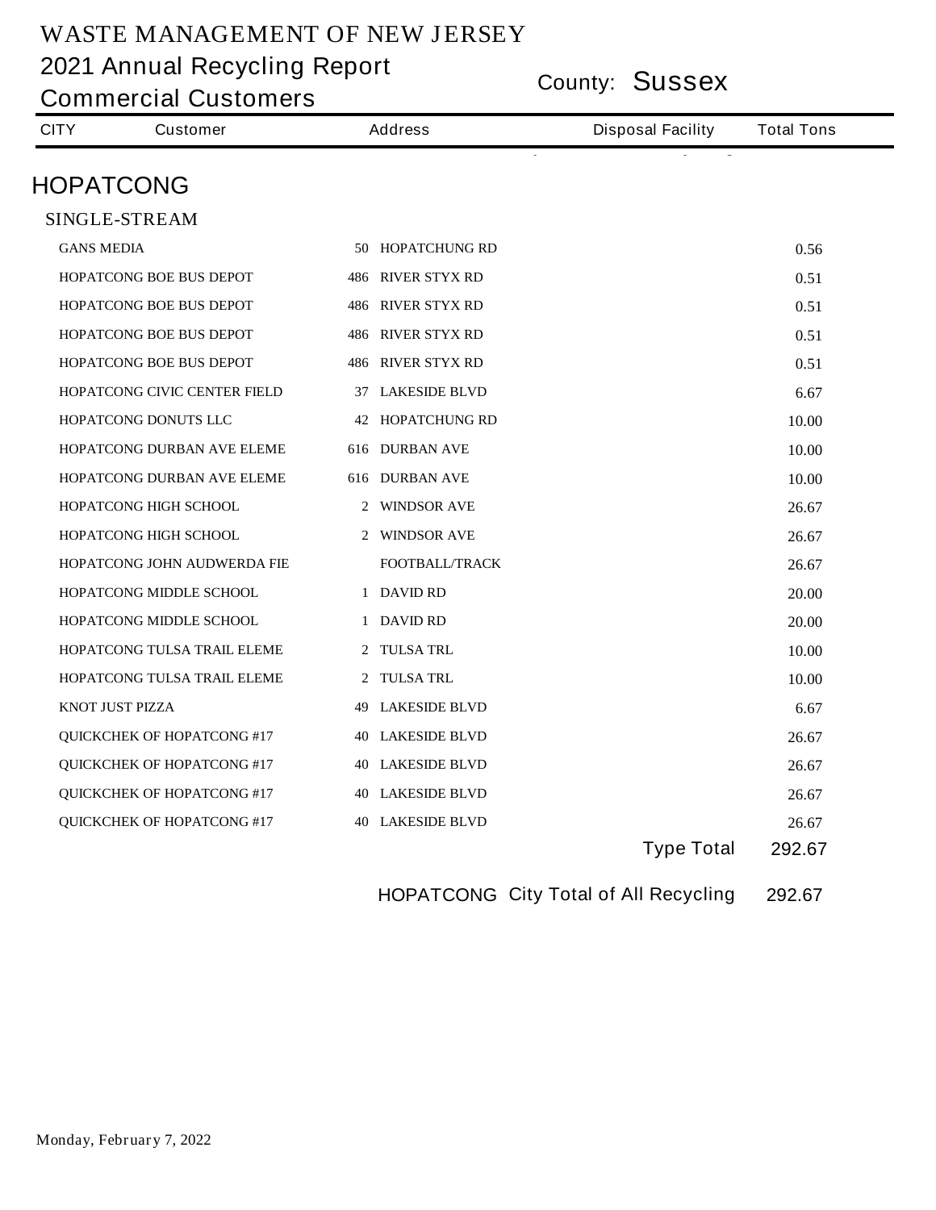# WASTE MANAGEMENT OF NEW JERSEY

## 2021 Annual Recycling Report

## Commercial Customers

County: **Sussex**

| CITY | Customer | Address | | Disposal Facility | Total Tons |
|---|---|---|---|---|---|

## HOPATCONG

### SINGLE-STREAM

| Customer | No. | Address | Disposal Facility | Total Tons |
|---|---|---|---|---|
| GANS MEDIA | 50 | HOPATCHUNG RD | | 0.56 |
| HOPATCONG BOE BUS DEPOT | 486 | RIVER STYX RD | | 0.51 |
| HOPATCONG BOE BUS DEPOT | 486 | RIVER STYX RD | | 0.51 |
| HOPATCONG BOE BUS DEPOT | 486 | RIVER STYX RD | | 0.51 |
| HOPATCONG BOE BUS DEPOT | 486 | RIVER STYX RD | | 0.51 |
| HOPATCONG CIVIC CENTER FIELD | 37 | LAKESIDE BLVD | | 6.67 |
| HOPATCONG DONUTS LLC | 42 | HOPATCHUNG RD | | 10.00 |
| HOPATCONG DURBAN AVE ELEME | 616 | DURBAN AVE | | 10.00 |
| HOPATCONG DURBAN AVE ELEME | 616 | DURBAN AVE | | 10.00 |
| HOPATCONG HIGH SCHOOL | 2 | WINDSOR AVE | | 26.67 |
| HOPATCONG HIGH SCHOOL | 2 | WINDSOR AVE | | 26.67 |
| HOPATCONG JOHN AUDWERDA FIE | | FOOTBALL/TRACK | | 26.67 |
| HOPATCONG MIDDLE SCHOOL | 1 | DAVID RD | | 20.00 |
| HOPATCONG MIDDLE SCHOOL | 1 | DAVID RD | | 20.00 |
| HOPATCONG TULSA TRAIL ELEME | 2 | TULSA TRL | | 10.00 |
| HOPATCONG TULSA TRAIL ELEME | 2 | TULSA TRL | | 10.00 |
| KNOT JUST PIZZA | 49 | LAKESIDE BLVD | | 6.67 |
| QUICKCHEK OF HOPATCONG #17 | 40 | LAKESIDE BLVD | | 26.67 |
| QUICKCHEK OF HOPATCONG #17 | 40 | LAKESIDE BLVD | | 26.67 |
| QUICKCHEK OF HOPATCONG #17 | 40 | LAKESIDE BLVD | | 26.67 |
| QUICKCHEK OF HOPATCONG #17 | 40 | LAKESIDE BLVD | | 26.67 |
| | | | **Type Total** | **292.67** |

**HOPATCONG City Total of All Recycling: 292.67**

Monday, February 7, 2022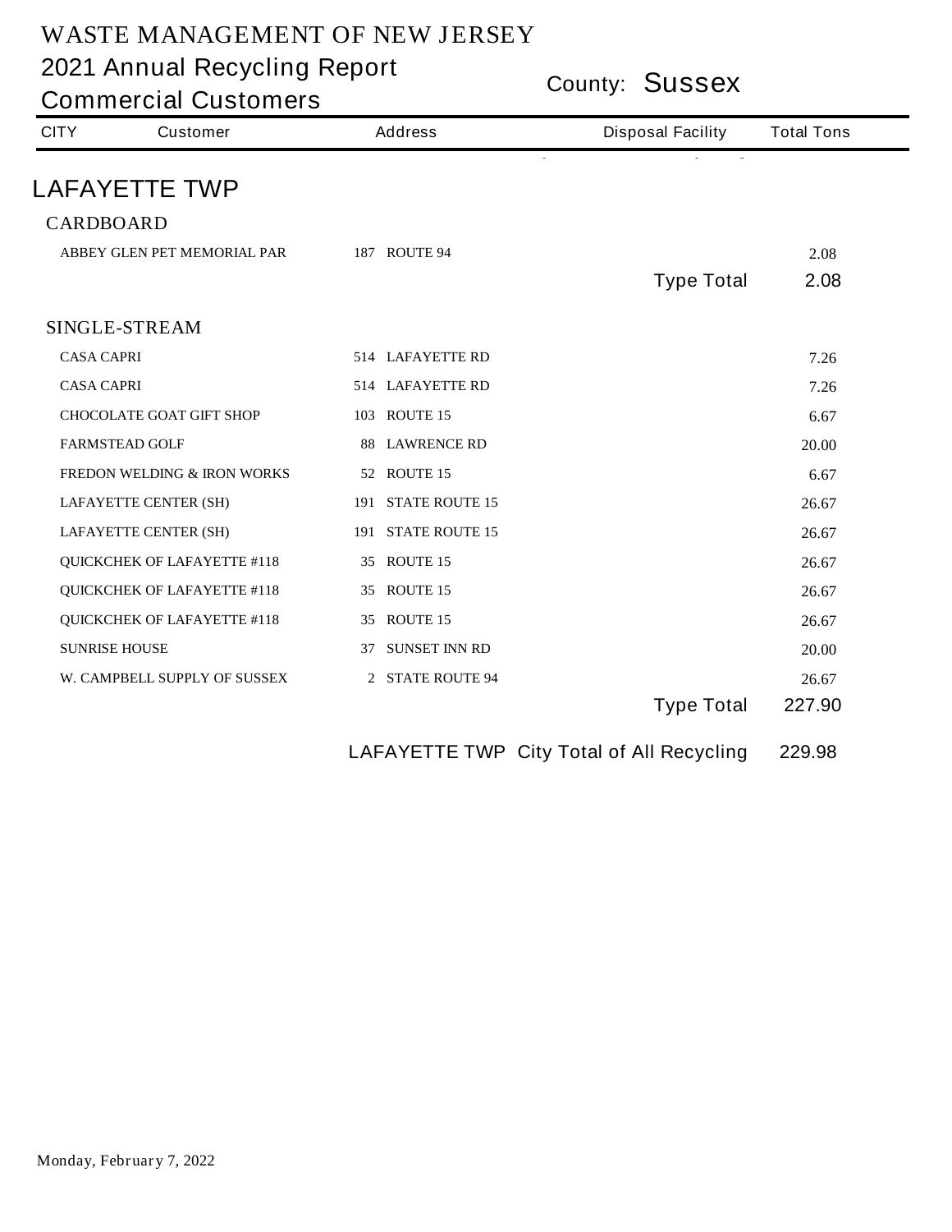# WASTE MANAGEMENT OF NEW JERSEY

## 2021 Annual Recycling Report

## Commercial Customers

County: **Sussex**

| CITY | Customer | Address | Disposal Facility | Total Tons |
|---|---|---|---|---|

## LAFAYETTE TWP

### CARDBOARD

| Customer | Address | Disposal Facility | Total Tons |
|---|---|---|---|
| ABBEY GLEN PET MEMORIAL PAR | 187 ROUTE 94 | | 2.08 |
| | | Type Total | 2.08 |

### SINGLE-STREAM

| Customer | Address | Disposal Facility | Total Tons |
|---|---|---|---|
| CASA CAPRI | 514 LAFAYETTE RD | | 7.26 |
| CASA CAPRI | 514 LAFAYETTE RD | | 7.26 |
| CHOCOLATE GOAT GIFT SHOP | 103 ROUTE 15 | | 6.67 |
| FARMSTEAD GOLF | 88 LAWRENCE RD | | 20.00 |
| FREDON WELDING & IRON WORKS | 52 ROUTE 15 | | 6.67 |
| LAFAYETTE CENTER (SH) | 191 STATE ROUTE 15 | | 26.67 |
| LAFAYETTE CENTER (SH) | 191 STATE ROUTE 15 | | 26.67 |
| QUICKCHEK OF LAFAYETTE #118 | 35 ROUTE 15 | | 26.67 |
| QUICKCHEK OF LAFAYETTE #118 | 35 ROUTE 15 | | 26.67 |
| QUICKCHEK OF LAFAYETTE #118 | 35 ROUTE 15 | | 26.67 |
| SUNRISE HOUSE | 37 SUNSET INN RD | | 20.00 |
| W. CAMPBELL SUPPLY OF SUSSEX | 2 STATE ROUTE 94 | | 26.67 |
| | | Type Total | 227.90 |

LAFAYETTE TWP City Total of All Recycling 229.98

Monday, February 7, 2022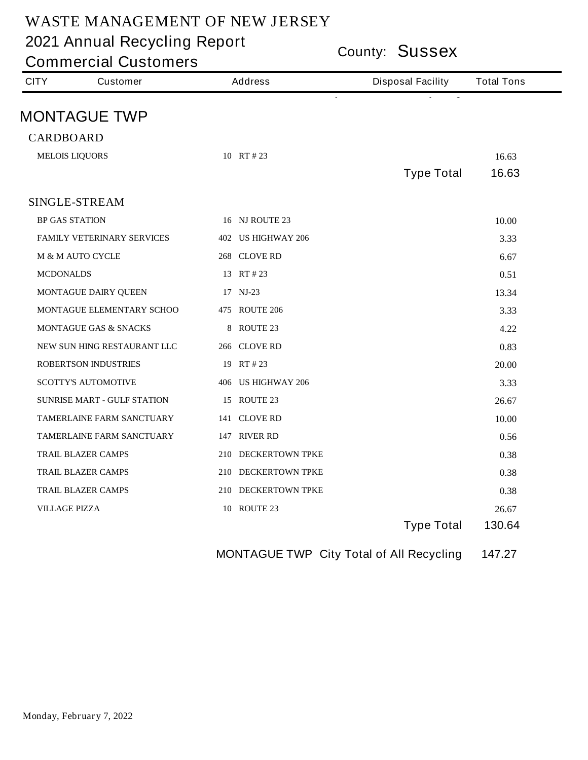# WASTE MANAGEMENT OF NEW JERSEY

## 2021 Annual Recycling Report

## Commercial Customers

County: **Sussex**

| CITY | Customer | Address | Disposal Facility | Total Tons |
|---|---|---|---|---|

## MONTAGUE TWP

### CARDBOARD

| Customer | Address | Disposal Facility | Total Tons |
|---|---|---|---|
| MELOIS LIQUORS | 10 RT # 23 | | 16.63 |
| | | Type Total | 16.63 |

### SINGLE-STREAM

| Customer | Address | Disposal Facility | Total Tons |
|---|---|---|---|
| BP GAS STATION | 16 NJ ROUTE 23 | | 10.00 |
| FAMILY VETERINARY SERVICES | 402 US HIGHWAY 206 | | 3.33 |
| M & M AUTO CYCLE | 268 CLOVE RD | | 6.67 |
| MCDONALDS | 13 RT # 23 | | 0.51 |
| MONTAGUE DAIRY QUEEN | 17 NJ-23 | | 13.34 |
| MONTAGUE ELEMENTARY SCHOO | 475 ROUTE 206 | | 3.33 |
| MONTAGUE GAS & SNACKS | 8 ROUTE 23 | | 4.22 |
| NEW SUN HING RESTAURANT LLC | 266 CLOVE RD | | 0.83 |
| ROBERTSON INDUSTRIES | 19 RT # 23 | | 20.00 |
| SCOTTY'S AUTOMOTIVE | 406 US HIGHWAY 206 | | 3.33 |
| SUNRISE MART - GULF STATION | 15 ROUTE 23 | | 26.67 |
| TAMERLAINE FARM SANCTUARY | 141 CLOVE RD | | 10.00 |
| TAMERLAINE FARM SANCTUARY | 147 RIVER RD | | 0.56 |
| TRAIL BLAZER CAMPS | 210 DECKERTOWN TPKE | | 0.38 |
| TRAIL BLAZER CAMPS | 210 DECKERTOWN TPKE | | 0.38 |
| TRAIL BLAZER CAMPS | 210 DECKERTOWN TPKE | | 0.38 |
| VILLAGE PIZZA | 10 ROUTE 23 | | 26.67 |
| | | Type Total | 130.64 |

MONTAGUE TWP City Total of All Recycling 147.27

Monday, February 7, 2022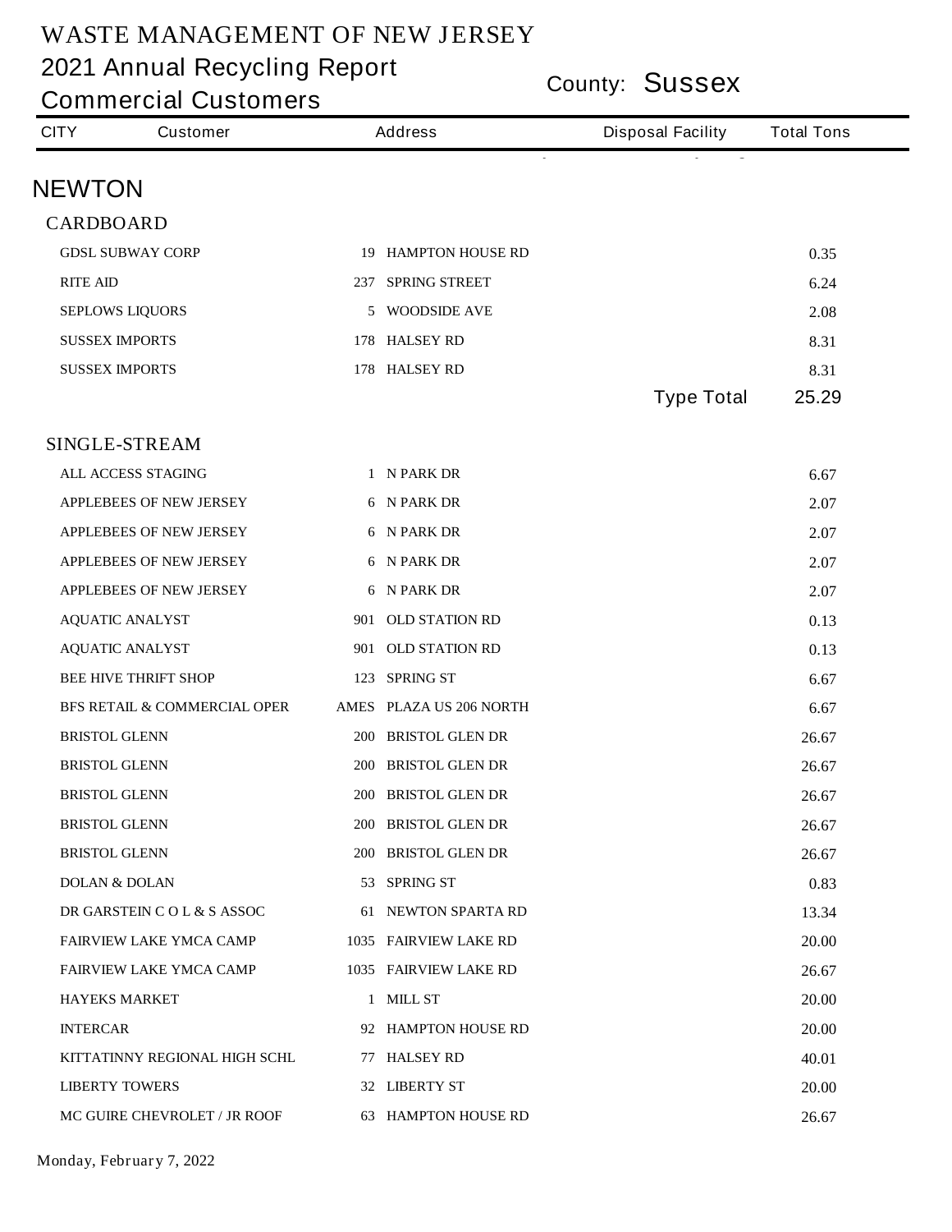# WASTE MANAGEMENT OF NEW JERSEY

## 2021 Annual Recycling Report

## Commercial Customers

County: **Sussex**

| CITY | Customer | Address | Disposal Facility | Total Tons |
|---|---|---|---|---|

## NEWTON

### CARDBOARD

| Customer | Address | Disposal Facility | Total Tons |
|---|---|---|---|
| GDSL SUBWAY CORP | 19 HAMPTON HOUSE RD | | 0.35 |
| RITE AID | 237 SPRING STREET | | 6.24 |
| SEPLOWS LIQUORS | 5 WOODSIDE AVE | | 2.08 |
| SUSSEX IMPORTS | 178 HALSEY RD | | 8.31 |
| SUSSEX IMPORTS | 178 HALSEY RD | | 8.31 |
| | | Type Total | 25.29 |

### SINGLE-STREAM

| Customer | Address | Disposal Facility | Total Tons |
|---|---|---|---|
| ALL ACCESS STAGING | 1 N PARK DR | | 6.67 |
| APPLEBEES OF NEW JERSEY | 6 N PARK DR | | 2.07 |
| APPLEBEES OF NEW JERSEY | 6 N PARK DR | | 2.07 |
| APPLEBEES OF NEW JERSEY | 6 N PARK DR | | 2.07 |
| APPLEBEES OF NEW JERSEY | 6 N PARK DR | | 2.07 |
| AQUATIC ANALYST | 901 OLD STATION RD | | 0.13 |
| AQUATIC ANALYST | 901 OLD STATION RD | | 0.13 |
| BEE HIVE THRIFT SHOP | 123 SPRING ST | | 6.67 |
| BFS RETAIL & COMMERCIAL OPER | AMES PLAZA US 206 NORTH | | 6.67 |
| BRISTOL GLENN | 200 BRISTOL GLEN DR | | 26.67 |
| BRISTOL GLENN | 200 BRISTOL GLEN DR | | 26.67 |
| BRISTOL GLENN | 200 BRISTOL GLEN DR | | 26.67 |
| BRISTOL GLENN | 200 BRISTOL GLEN DR | | 26.67 |
| BRISTOL GLENN | 200 BRISTOL GLEN DR | | 26.67 |
| DOLAN & DOLAN | 53 SPRING ST | | 0.83 |
| DR GARSTEIN C O L & S ASSOC | 61 NEWTON SPARTA RD | | 13.34 |
| FAIRVIEW LAKE YMCA CAMP | 1035 FAIRVIEW LAKE RD | | 20.00 |
| FAIRVIEW LAKE YMCA CAMP | 1035 FAIRVIEW LAKE RD | | 26.67 |
| HAYEKS MARKET | 1 MILL ST | | 20.00 |
| INTERCAR | 92 HAMPTON HOUSE RD | | 20.00 |
| KITTATINNY REGIONAL HIGH SCHL | 77 HALSEY RD | | 40.01 |
| LIBERTY TOWERS | 32 LIBERTY ST | | 20.00 |
| MC GUIRE CHEVROLET / JR ROOF | 63 HAMPTON HOUSE RD | | 26.67 |

Monday, February 7, 2022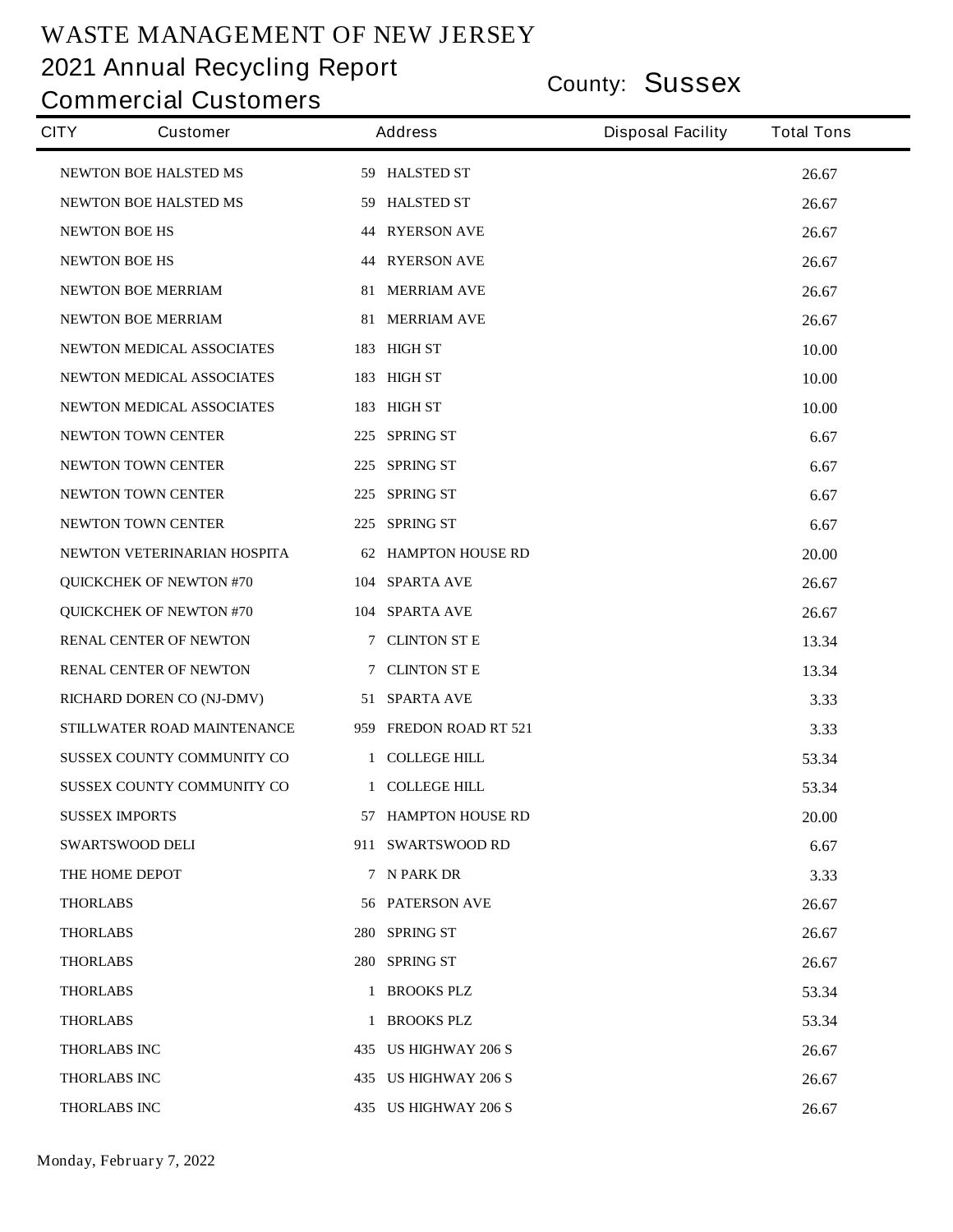# WASTE MANAGEMENT OF NEW JERSEY

## 2021 Annual Recycling Report

## Commercial Customers

County: **Sussex**

| CITY | Customer | Address | Disposal Facility | Total Tons |
|---|---|---|---|---|
| | NEWTON BOE HALSTED MS | 59 HALSTED ST | | 26.67 |
| | NEWTON BOE HALSTED MS | 59 HALSTED ST | | 26.67 |
| | NEWTON BOE HS | 44 RYERSON AVE | | 26.67 |
| | NEWTON BOE HS | 44 RYERSON AVE | | 26.67 |
| | NEWTON BOE MERRIAM | 81 MERRIAM AVE | | 26.67 |
| | NEWTON BOE MERRIAM | 81 MERRIAM AVE | | 26.67 |
| | NEWTON MEDICAL ASSOCIATES | 183 HIGH ST | | 10.00 |
| | NEWTON MEDICAL ASSOCIATES | 183 HIGH ST | | 10.00 |
| | NEWTON MEDICAL ASSOCIATES | 183 HIGH ST | | 10.00 |
| | NEWTON TOWN CENTER | 225 SPRING ST | | 6.67 |
| | NEWTON TOWN CENTER | 225 SPRING ST | | 6.67 |
| | NEWTON TOWN CENTER | 225 SPRING ST | | 6.67 |
| | NEWTON TOWN CENTER | 225 SPRING ST | | 6.67 |
| | NEWTON VETERINARIAN HOSPITA | 62 HAMPTON HOUSE RD | | 20.00 |
| | QUICKCHEK OF NEWTON #70 | 104 SPARTA AVE | | 26.67 |
| | QUICKCHEK OF NEWTON #70 | 104 SPARTA AVE | | 26.67 |
| | RENAL CENTER OF NEWTON | 7 CLINTON ST E | | 13.34 |
| | RENAL CENTER OF NEWTON | 7 CLINTON ST E | | 13.34 |
| | RICHARD DOREN CO (NJ-DMV) | 51 SPARTA AVE | | 3.33 |
| | STILLWATER ROAD MAINTENANCE | 959 FREDON ROAD RT 521 | | 3.33 |
| | SUSSEX COUNTY COMMUNITY CO | 1 COLLEGE HILL | | 53.34 |
| | SUSSEX COUNTY COMMUNITY CO | 1 COLLEGE HILL | | 53.34 |
| | SUSSEX IMPORTS | 57 HAMPTON HOUSE RD | | 20.00 |
| | SWARTSWOOD DELI | 911 SWARTSWOOD RD | | 6.67 |
| | THE HOME DEPOT | 7 N PARK DR | | 3.33 |
| | THORLABS | 56 PATERSON AVE | | 26.67 |
| | THORLABS | 280 SPRING ST | | 26.67 |
| | THORLABS | 280 SPRING ST | | 26.67 |
| | THORLABS | 1 BROOKS PLZ | | 53.34 |
| | THORLABS | 1 BROOKS PLZ | | 53.34 |
| | THORLABS INC | 435 US HIGHWAY 206 S | | 26.67 |
| | THORLABS INC | 435 US HIGHWAY 206 S | | 26.67 |
| | THORLABS INC | 435 US HIGHWAY 206 S | | 26.67 |

Monday, February 7, 2022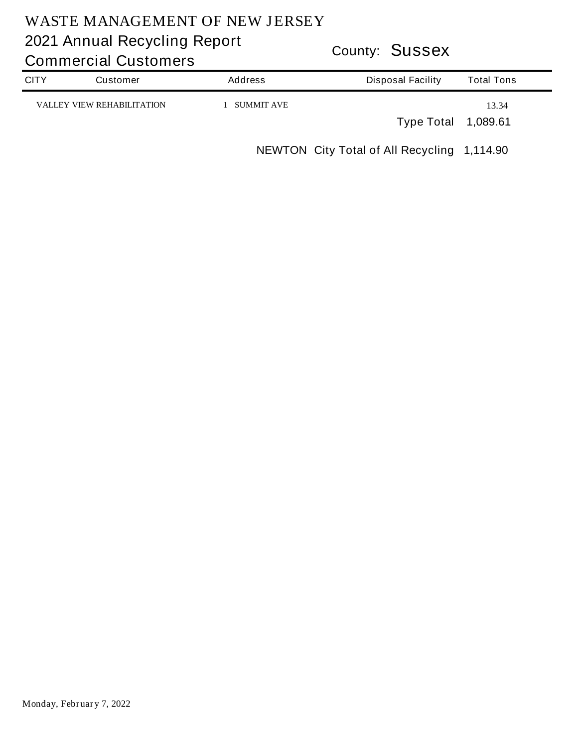# WASTE MANAGEMENT OF NEW JERSEY

## 2021 Annual Recycling Report

## Commercial Customers

County: **Sussex**

| CITY | Customer | Address | Disposal Facility | Total Tons |
|---|---|---|---|---|
| | VALLEY VIEW REHABILITATION | 1 SUMMIT AVE | | 13.34 |
| | | | Type Total | 1,089.61 |
| | | | NEWTON City Total of All Recycling | 1,114.90 |

Monday, February 7, 2022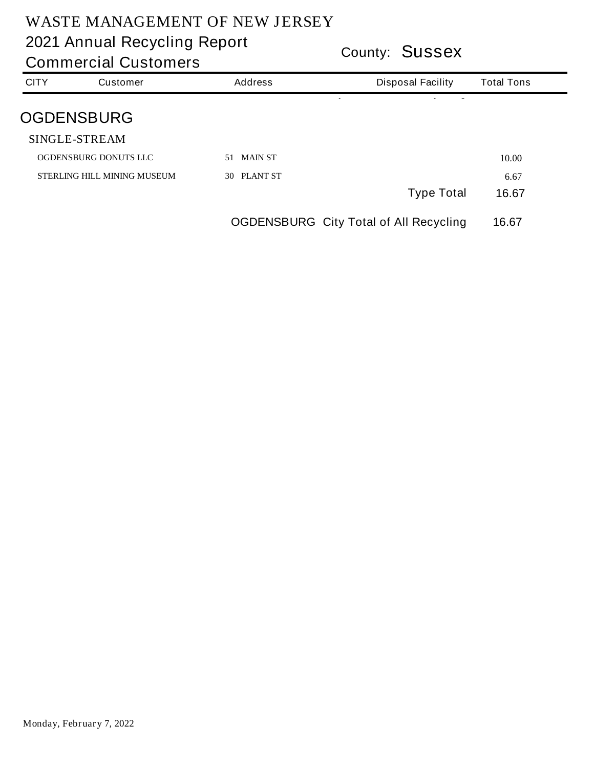# WASTE MANAGEMENT OF NEW JERSEY

## 2021 Annual Recycling Report

## Commercial Customers

County: **Sussex**

| CITY | Customer | Address | Disposal Facility | Total Tons |
|---|---|---|---|---|
| **OGDENSBURG** | | | | |
| SINGLE-STREAM | | | | |
| | OGDENSBURG DONUTS LLC | 51 MAIN ST | | 10.00 |
| | STERLING HILL MINING MUSEUM | 30 PLANT ST | | 6.67 |
| | | | Type Total | 16.67 |
| | | | OGDENSBURG City Total of All Recycling | 16.67 |

Monday, February 7, 2022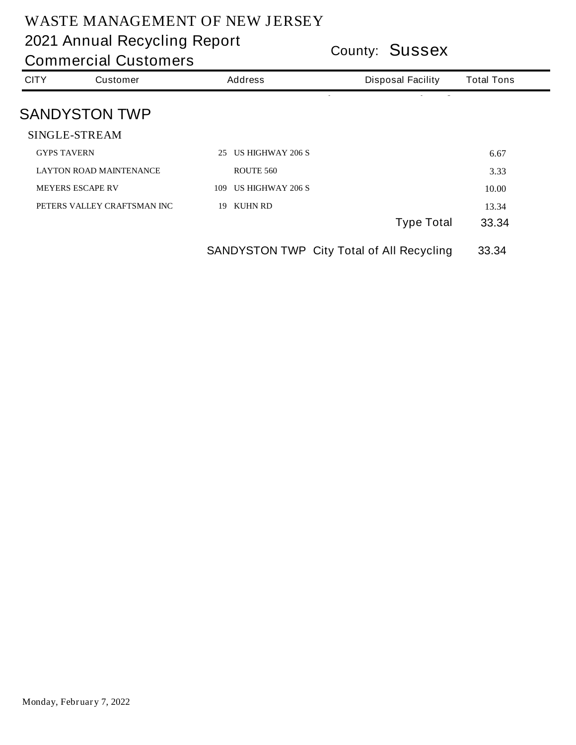# WASTE MANAGEMENT OF NEW JERSEY

## 2021 Annual Recycling Report

## Commercial Customers

County: **Sussex**

| CITY | Customer | Address | Disposal Facility | Total Tons |
|---|---|---|---|---|

## SANDYSTON TWP

### SINGLE-STREAM

| Customer | Address | Disposal Facility | Total Tons |
|---|---|---|---|
| GYPS TAVERN | 25 US HIGHWAY 206 S | | 6.67 |
| LAYTON ROAD MAINTENANCE | ROUTE 560 | | 3.33 |
| MEYERS ESCAPE RV | 109 US HIGHWAY 206 S | | 10.00 |
| PETERS VALLEY CRAFTSMAN INC | 19 KUHN RD | | 13.34 |
| | | Type Total | 33.34 |

SANDYSTON TWP City Total of All Recycling 33.34

Monday, February 7, 2022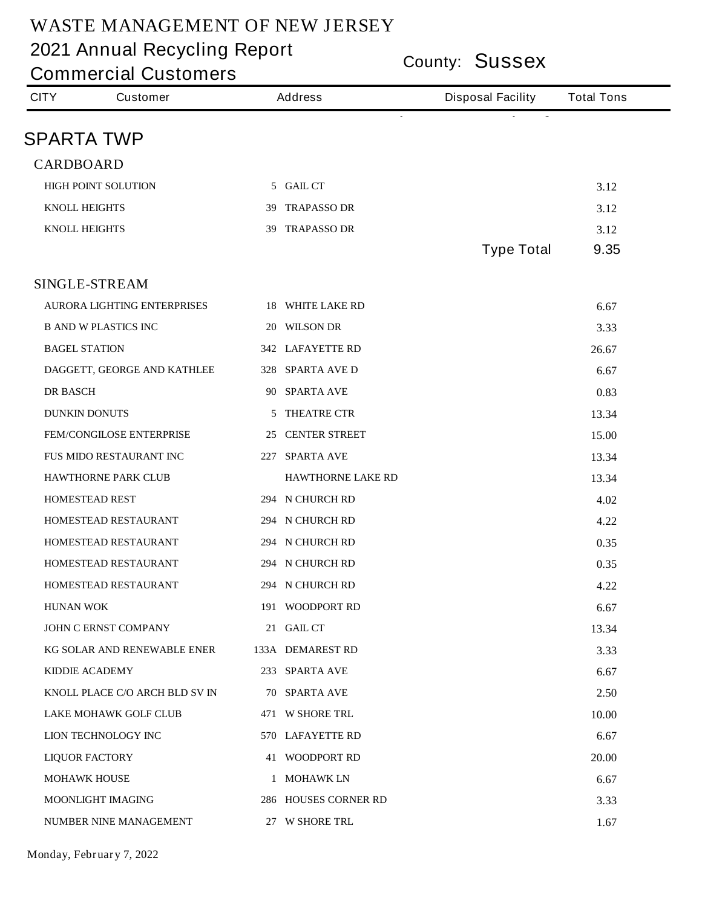# WASTE MANAGEMENT OF NEW JERSEY

## 2021 Annual Recycling Report

## Commercial Customers

County: **Sussex**

| CITY | Customer | Address | Disposal Facility | Total Tons |
|---|---|---|---|---|

## SPARTA TWP

### CARDBOARD

| Customer | Address | Disposal Facility | Total Tons |
|---|---|---|---|
| HIGH POINT SOLUTION | 5 GAIL CT | | 3.12 |
| KNOLL HEIGHTS | 39 TRAPASSO DR | | 3.12 |
| KNOLL HEIGHTS | 39 TRAPASSO DR | | 3.12 |
| | | Type Total | 9.35 |

### SINGLE-STREAM

| Customer | Address | Disposal Facility | Total Tons |
|---|---|---|---|
| AURORA LIGHTING ENTERPRISES | 18 WHITE LAKE RD | | 6.67 |
| B AND W PLASTICS INC | 20 WILSON DR | | 3.33 |
| BAGEL STATION | 342 LAFAYETTE RD | | 26.67 |
| DAGGETT, GEORGE AND KATHLEE | 328 SPARTA AVE D | | 6.67 |
| DR BASCH | 90 SPARTA AVE | | 0.83 |
| DUNKIN DONUTS | 5 THEATRE CTR | | 13.34 |
| FEM/CONGILOSE ENTERPRISE | 25 CENTER STREET | | 15.00 |
| FUS MIDO RESTAURANT INC | 227 SPARTA AVE | | 13.34 |
| HAWTHORNE PARK CLUB | HAWTHORNE LAKE RD | | 13.34 |
| HOMESTEAD REST | 294 N CHURCH RD | | 4.02 |
| HOMESTEAD RESTAURANT | 294 N CHURCH RD | | 4.22 |
| HOMESTEAD RESTAURANT | 294 N CHURCH RD | | 0.35 |
| HOMESTEAD RESTAURANT | 294 N CHURCH RD | | 0.35 |
| HOMESTEAD RESTAURANT | 294 N CHURCH RD | | 4.22 |
| HUNAN WOK | 191 WOODPORT RD | | 6.67 |
| JOHN C ERNST COMPANY | 21 GAIL CT | | 13.34 |
| KG SOLAR AND RENEWABLE ENER | 133A DEMAREST RD | | 3.33 |
| KIDDIE ACADEMY | 233 SPARTA AVE | | 6.67 |
| KNOLL PLACE C/O ARCH BLD SV IN | 70 SPARTA AVE | | 2.50 |
| LAKE MOHAWK GOLF CLUB | 471 W SHORE TRL | | 10.00 |
| LION TECHNOLOGY INC | 570 LAFAYETTE RD | | 6.67 |
| LIQUOR FACTORY | 41 WOODPORT RD | | 20.00 |
| MOHAWK HOUSE | 1 MOHAWK LN | | 6.67 |
| MOONLIGHT IMAGING | 286 HOUSES CORNER RD | | 3.33 |
| NUMBER NINE MANAGEMENT | 27 W SHORE TRL | | 1.67 |

Monday, February 7, 2022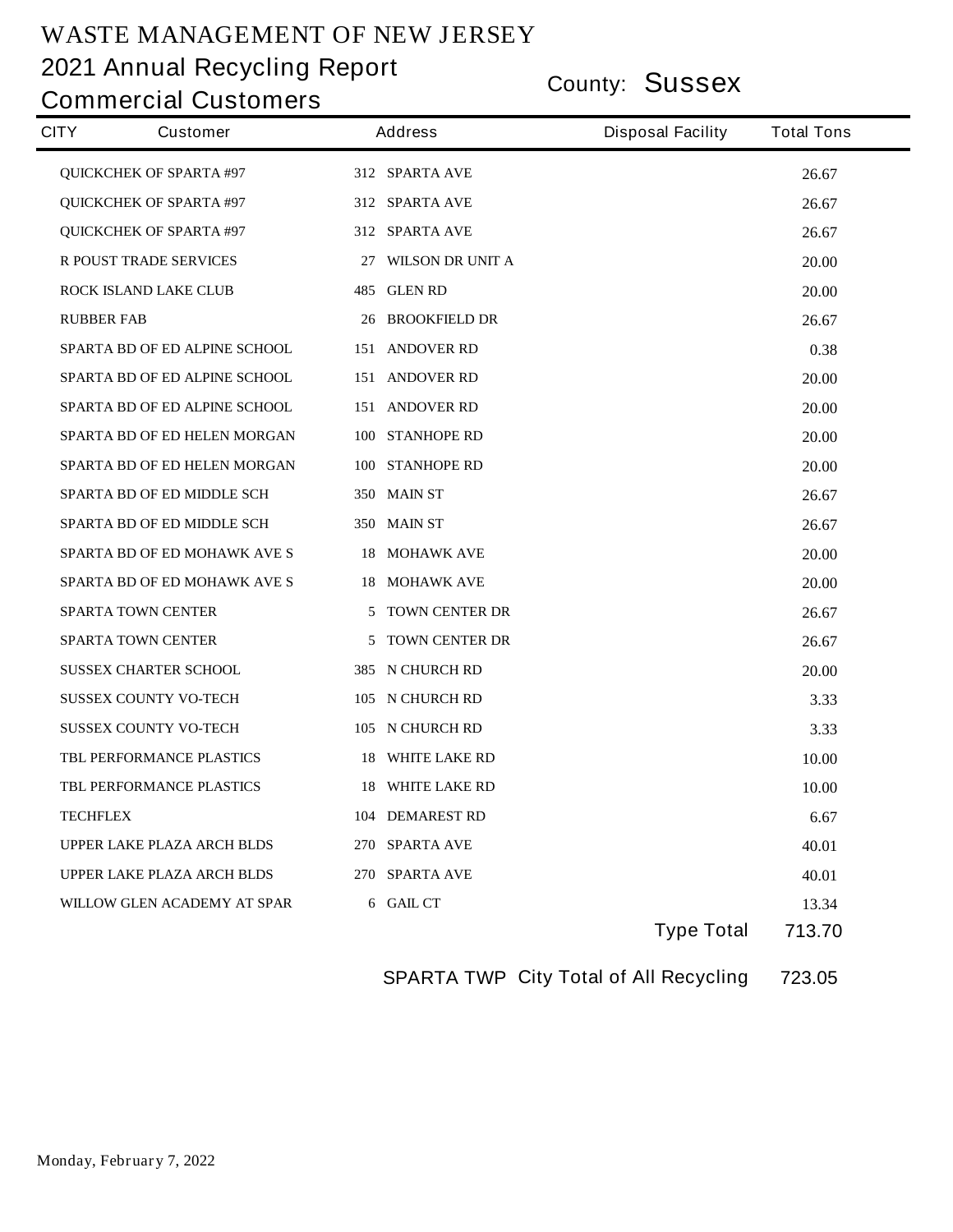# WASTE MANAGEMENT OF NEW JERSEY

## 2021 Annual Recycling Report

## Commercial Customers

County: **Sussex**

| CITY | Customer | Address | Disposal Facility | Total Tons |
|---|---|---|---|---|
| | QUICKCHEK OF SPARTA #97 | 312 SPARTA AVE | | 26.67 |
| | QUICKCHEK OF SPARTA #97 | 312 SPARTA AVE | | 26.67 |
| | QUICKCHEK OF SPARTA #97 | 312 SPARTA AVE | | 26.67 |
| | R POUST TRADE SERVICES | 27 WILSON DR UNIT A | | 20.00 |
| | ROCK ISLAND LAKE CLUB | 485 GLEN RD | | 20.00 |
| | RUBBER FAB | 26 BROOKFIELD DR | | 26.67 |
| | SPARTA BD OF ED ALPINE SCHOOL | 151 ANDOVER RD | | 0.38 |
| | SPARTA BD OF ED ALPINE SCHOOL | 151 ANDOVER RD | | 20.00 |
| | SPARTA BD OF ED ALPINE SCHOOL | 151 ANDOVER RD | | 20.00 |
| | SPARTA BD OF ED HELEN MORGAN | 100 STANHOPE RD | | 20.00 |
| | SPARTA BD OF ED HELEN MORGAN | 100 STANHOPE RD | | 20.00 |
| | SPARTA BD OF ED MIDDLE SCH | 350 MAIN ST | | 26.67 |
| | SPARTA BD OF ED MIDDLE SCH | 350 MAIN ST | | 26.67 |
| | SPARTA BD OF ED MOHAWK AVE S | 18 MOHAWK AVE | | 20.00 |
| | SPARTA BD OF ED MOHAWK AVE S | 18 MOHAWK AVE | | 20.00 |
| | SPARTA TOWN CENTER | 5 TOWN CENTER DR | | 26.67 |
| | SPARTA TOWN CENTER | 5 TOWN CENTER DR | | 26.67 |
| | SUSSEX CHARTER SCHOOL | 385 N CHURCH RD | | 20.00 |
| | SUSSEX COUNTY VO-TECH | 105 N CHURCH RD | | 3.33 |
| | SUSSEX COUNTY VO-TECH | 105 N CHURCH RD | | 3.33 |
| | TBL PERFORMANCE PLASTICS | 18 WHITE LAKE RD | | 10.00 |
| | TBL PERFORMANCE PLASTICS | 18 WHITE LAKE RD | | 10.00 |
| | TECHFLEX | 104 DEMAREST RD | | 6.67 |
| | UPPER LAKE PLAZA ARCH BLDS | 270 SPARTA AVE | | 40.01 |
| | UPPER LAKE PLAZA ARCH BLDS | 270 SPARTA AVE | | 40.01 |
| | WILLOW GLEN ACADEMY AT SPAR | 6 GAIL CT | | 13.34 |
| | | | Type Total | 713.70 |
| | | | SPARTA TWP City Total of All Recycling | 723.05 |

Monday, February 7, 2022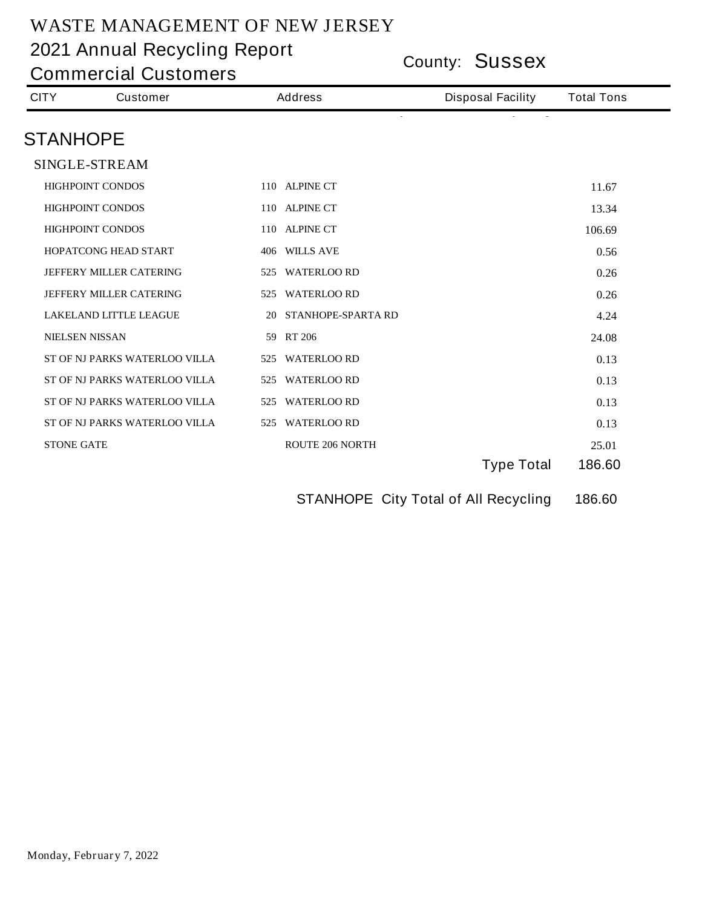# WASTE MANAGEMENT OF NEW JERSEY

## 2021 Annual Recycling Report

## Commercial Customers

County: **Sussex**

| CITY | Customer | Address | Disposal Facility | Total Tons |
|---|---|---|---|---|
| **STANHOPE** | | | | |
| SINGLE-STREAM | | | | |
| | HIGHPOINT CONDOS | 110 ALPINE CT | | 11.67 |
| | HIGHPOINT CONDOS | 110 ALPINE CT | | 13.34 |
| | HIGHPOINT CONDOS | 110 ALPINE CT | | 106.69 |
| | HOPATCONG HEAD START | 406 WILLS AVE | | 0.56 |
| | JEFFERY MILLER CATERING | 525 WATERLOO RD | | 0.26 |
| | JEFFERY MILLER CATERING | 525 WATERLOO RD | | 0.26 |
| | LAKELAND LITTLE LEAGUE | 20 STANHOPE-SPARTA RD | | 4.24 |
| | NIELSEN NISSAN | 59 RT 206 | | 24.08 |
| | ST OF NJ PARKS WATERLOO VILLA | 525 WATERLOO RD | | 0.13 |
| | ST OF NJ PARKS WATERLOO VILLA | 525 WATERLOO RD | | 0.13 |
| | ST OF NJ PARKS WATERLOO VILLA | 525 WATERLOO RD | | 0.13 |
| | ST OF NJ PARKS WATERLOO VILLA | 525 WATERLOO RD | | 0.13 |
| | STONE GATE | ROUTE 206 NORTH | | 25.01 |
| | | | Type Total | 186.60 |
| | | | STANHOPE City Total of All Recycling | 186.60 |

Monday, February 7, 2022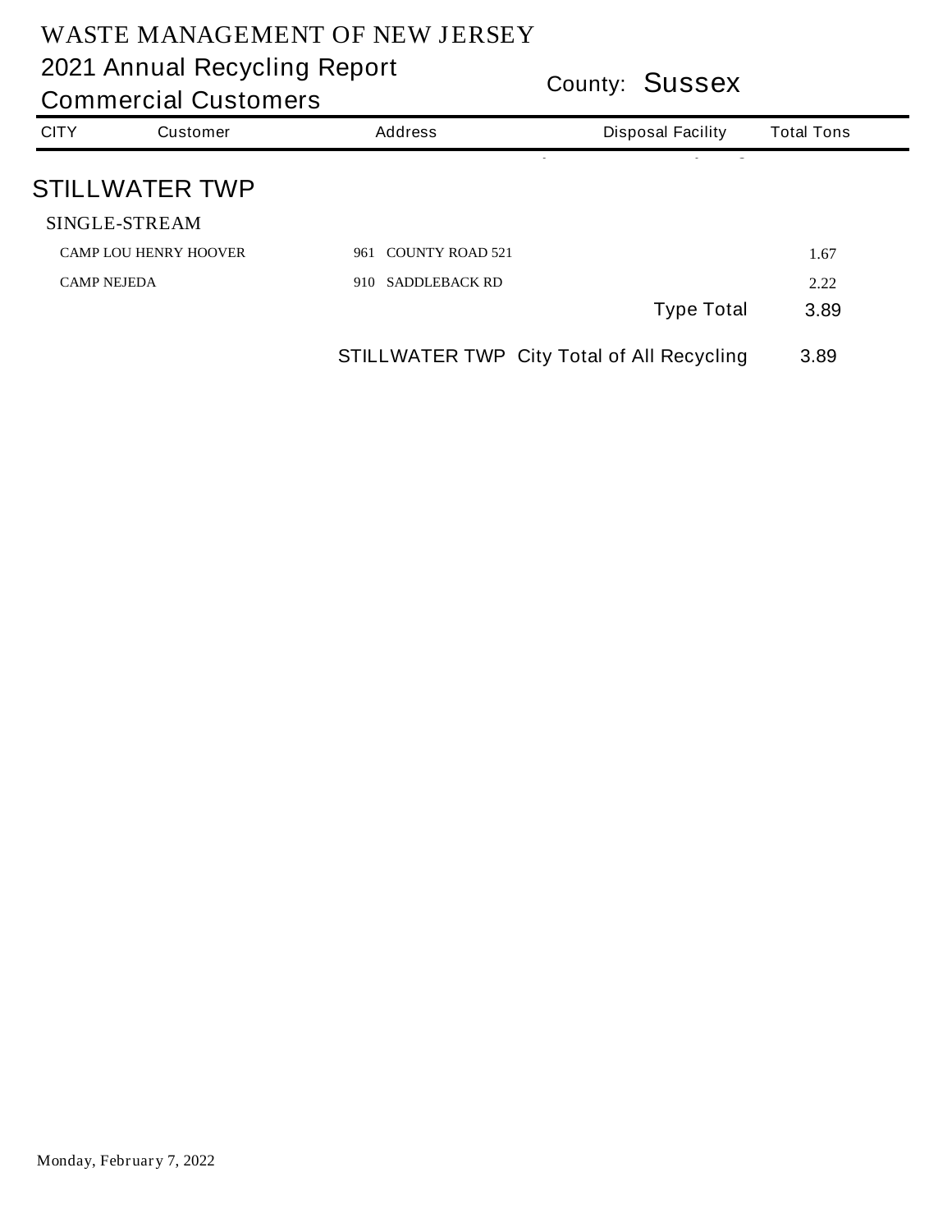# WASTE MANAGEMENT OF NEW JERSEY

## 2021 Annual Recycling Report

## Commercial Customers

County: **Sussex**

| CITY | Customer | Address | Disposal Facility | Total Tons |
|---|---|---|---|---|
| **STILLWATER TWP** | | | | |
| SINGLE-STREAM | | | | |
| | CAMP LOU HENRY HOOVER | 961 COUNTY ROAD 521 | | 1.67 |
| | CAMP NEJEDA | 910 SADDLEBACK RD | | 2.22 |
| | | | Type Total | 3.89 |
| | | STILLWATER TWP City Total of All Recycling | | 3.89 |

Monday, February 7, 2022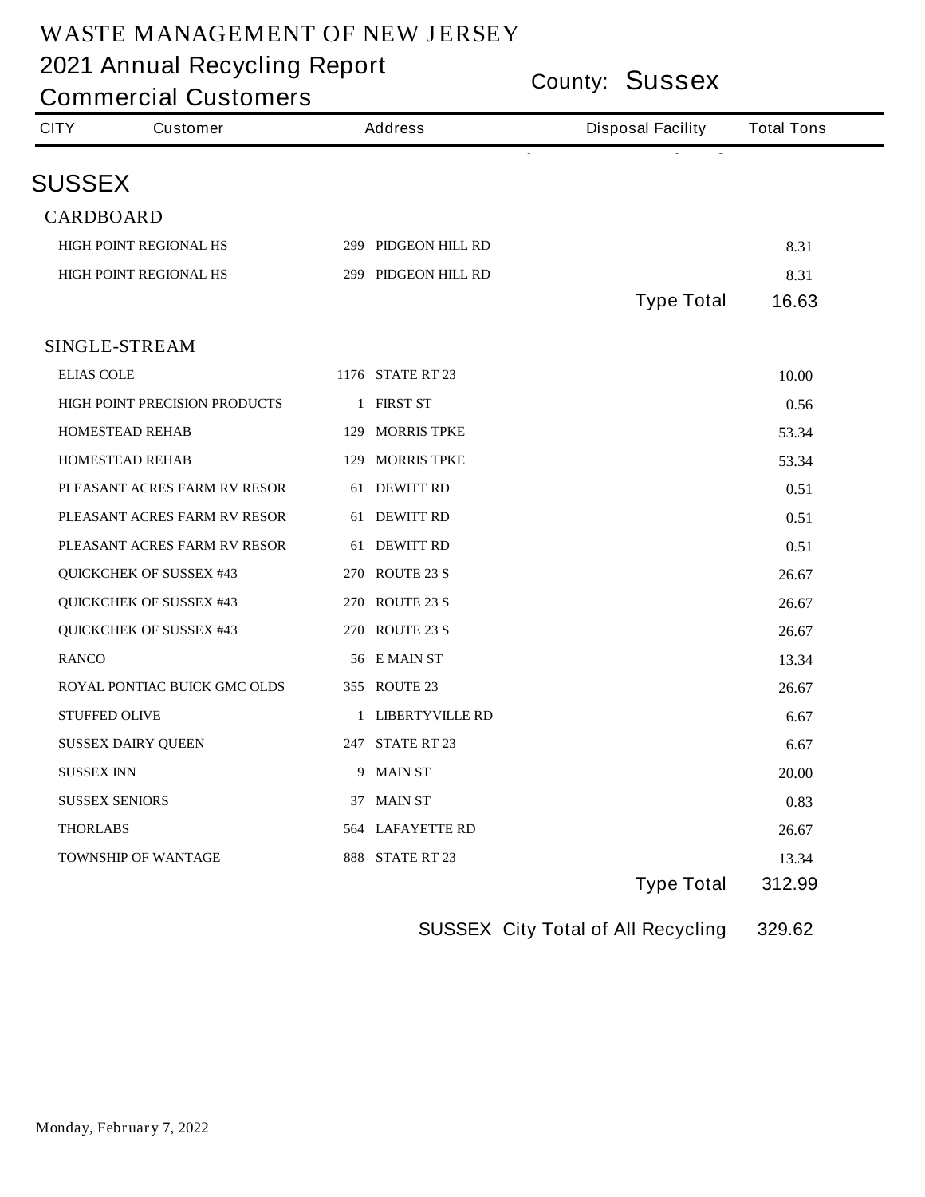# WASTE MANAGEMENT OF NEW JERSEY

## 2021 Annual Recycling Report

## Commercial Customers

County: **Sussex**

| CITY | Customer | Address | Disposal Facility | Total Tons |
|---|---|---|---|---|

## SUSSEX

### CARDBOARD

| Customer | Address | Disposal Facility | Total Tons |
|---|---|---|---|
| HIGH POINT REGIONAL HS | 299 PIDGEON HILL RD | | 8.31 |
| HIGH POINT REGIONAL HS | 299 PIDGEON HILL RD | | 8.31 |
| | | Type Total | 16.63 |

### SINGLE-STREAM

| Customer | Address | Disposal Facility | Total Tons |
|---|---|---|---|
| ELIAS COLE | 1176 STATE RT 23 | | 10.00 |
| HIGH POINT PRECISION PRODUCTS | 1 FIRST ST | | 0.56 |
| HOMESTEAD REHAB | 129 MORRIS TPKE | | 53.34 |
| HOMESTEAD REHAB | 129 MORRIS TPKE | | 53.34 |
| PLEASANT ACRES FARM RV RESOR | 61 DEWITT RD | | 0.51 |
| PLEASANT ACRES FARM RV RESOR | 61 DEWITT RD | | 0.51 |
| PLEASANT ACRES FARM RV RESOR | 61 DEWITT RD | | 0.51 |
| QUICKCHEK OF SUSSEX #43 | 270 ROUTE 23 S | | 26.67 |
| QUICKCHEK OF SUSSEX #43 | 270 ROUTE 23 S | | 26.67 |
| QUICKCHEK OF SUSSEX #43 | 270 ROUTE 23 S | | 26.67 |
| RANCO | 56 E MAIN ST | | 13.34 |
| ROYAL PONTIAC BUICK GMC OLDS | 355 ROUTE 23 | | 26.67 |
| STUFFED OLIVE | 1 LIBERTYVILLE RD | | 6.67 |
| SUSSEX DAIRY QUEEN | 247 STATE RT 23 | | 6.67 |
| SUSSEX INN | 9 MAIN ST | | 20.00 |
| SUSSEX SENIORS | 37 MAIN ST | | 0.83 |
| THORLABS | 564 LAFAYETTE RD | | 26.67 |
| TOWNSHIP OF WANTAGE | 888 STATE RT 23 | | 13.34 |
| | | Type Total | 312.99 |

SUSSEX City Total of All Recycling 329.62

Monday, February 7, 2022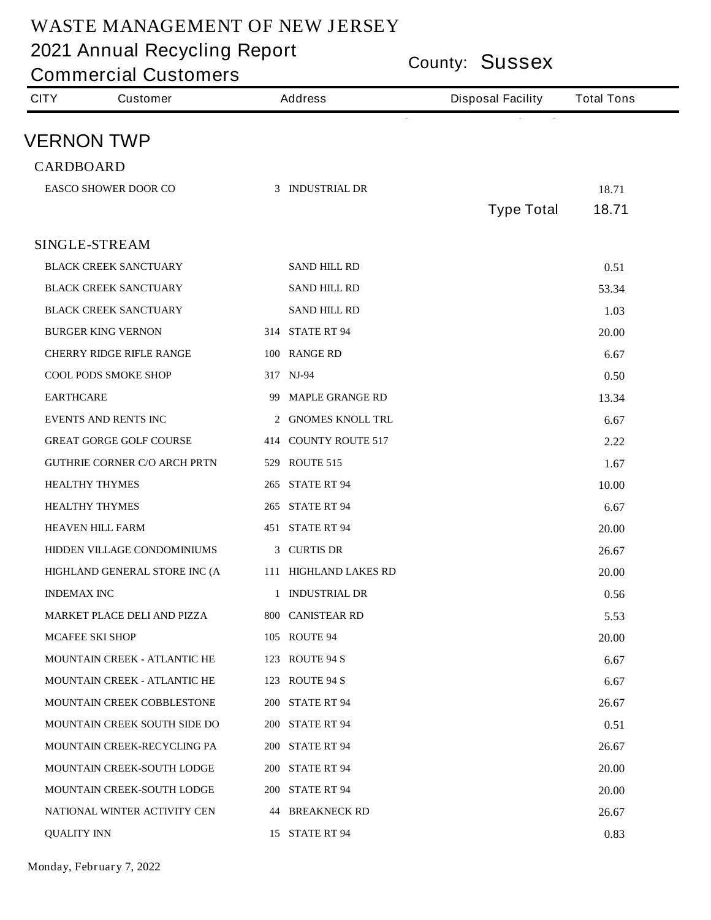# WASTE MANAGEMENT OF NEW JERSEY

## 2021 Annual Recycling Report
## Commercial Customers

County: **Sussex**

| CITY | Customer | Address | Disposal Facility | Total Tons |
|---|---|---|---|---|

## VERNON TWP

### CARDBOARD

| Customer | Address | Disposal Facility | Total Tons |
|---|---|---|---|
| EASCO SHOWER DOOR CO | 3 INDUSTRIAL DR | | 18.71 |
| | | Type Total | 18.71 |

### SINGLE-STREAM

| Customer | Address | Disposal Facility | Total Tons |
|---|---|---|---|
| BLACK CREEK SANCTUARY | SAND HILL RD | | 0.51 |
| BLACK CREEK SANCTUARY | SAND HILL RD | | 53.34 |
| BLACK CREEK SANCTUARY | SAND HILL RD | | 1.03 |
| BURGER KING VERNON | 314 STATE RT 94 | | 20.00 |
| CHERRY RIDGE RIFLE RANGE | 100 RANGE RD | | 6.67 |
| COOL PODS SMOKE SHOP | 317 NJ-94 | | 0.50 |
| EARTHCARE | 99 MAPLE GRANGE RD | | 13.34 |
| EVENTS AND RENTS INC | 2 GNOMES KNOLL TRL | | 6.67 |
| GREAT GORGE GOLF COURSE | 414 COUNTY ROUTE 517 | | 2.22 |
| GUTHRIE CORNER C/O ARCH PRTN | 529 ROUTE 515 | | 1.67 |
| HEALTHY THYMES | 265 STATE RT 94 | | 10.00 |
| HEALTHY THYMES | 265 STATE RT 94 | | 6.67 |
| HEAVEN HILL FARM | 451 STATE RT 94 | | 20.00 |
| HIDDEN VILLAGE CONDOMINIUMS | 3 CURTIS DR | | 26.67 |
| HIGHLAND GENERAL STORE INC (A | 111 HIGHLAND LAKES RD | | 20.00 |
| INDEMAX INC | 1 INDUSTRIAL DR | | 0.56 |
| MARKET PLACE DELI AND PIZZA | 800 CANISTEAR RD | | 5.53 |
| MCAFEE SKI SHOP | 105 ROUTE 94 | | 20.00 |
| MOUNTAIN CREEK - ATLANTIC HE | 123 ROUTE 94 S | | 6.67 |
| MOUNTAIN CREEK - ATLANTIC HE | 123 ROUTE 94 S | | 6.67 |
| MOUNTAIN CREEK COBBLESTONE | 200 STATE RT 94 | | 26.67 |
| MOUNTAIN CREEK SOUTH SIDE DO | 200 STATE RT 94 | | 0.51 |
| MOUNTAIN CREEK-RECYCLING PA | 200 STATE RT 94 | | 26.67 |
| MOUNTAIN CREEK-SOUTH LODGE | 200 STATE RT 94 | | 20.00 |
| MOUNTAIN CREEK-SOUTH LODGE | 200 STATE RT 94 | | 20.00 |
| NATIONAL WINTER ACTIVITY CEN | 44 BREAKNECK RD | | 26.67 |
| QUALITY INN | 15 STATE RT 94 | | 0.83 |

Monday, February 7, 2022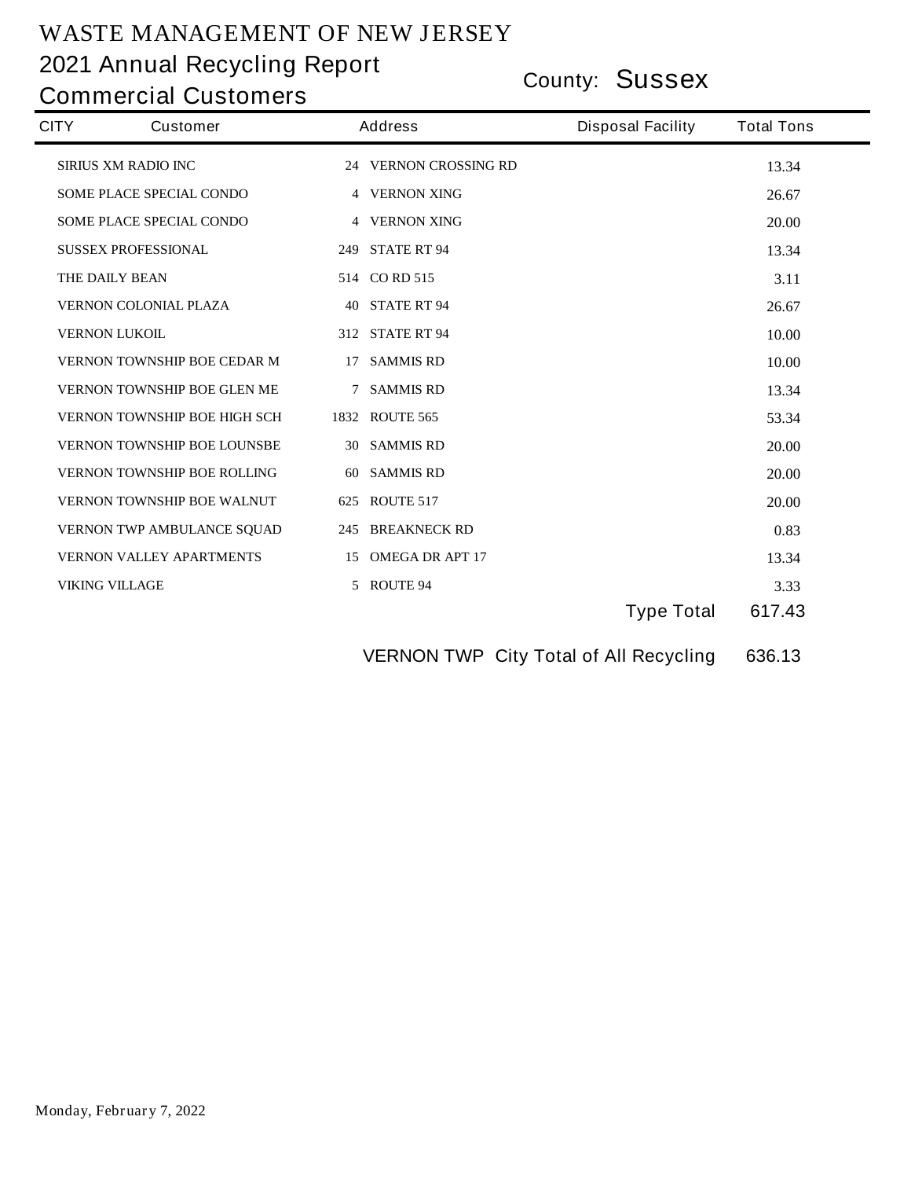# WASTE MANAGEMENT OF NEW JERSEY

## 2021 Annual Recycling Report

## Commercial Customers

County: **Sussex**

| CITY | Customer | Address | Disposal Facility | Total Tons |
|---|---|---|---|---|
| | SIRIUS XM RADIO INC | 24 VERNON CROSSING RD | | 13.34 |
| | SOME PLACE SPECIAL CONDO | 4 VERNON XING | | 26.67 |
| | SOME PLACE SPECIAL CONDO | 4 VERNON XING | | 20.00 |
| | SUSSEX PROFESSIONAL | 249 STATE RT 94 | | 13.34 |
| | THE DAILY BEAN | 514 CO RD 515 | | 3.11 |
| | VERNON COLONIAL PLAZA | 40 STATE RT 94 | | 26.67 |
| | VERNON LUKOIL | 312 STATE RT 94 | | 10.00 |
| | VERNON TOWNSHIP BOE CEDAR M | 17 SAMMIS RD | | 10.00 |
| | VERNON TOWNSHIP BOE GLEN ME | 7 SAMMIS RD | | 13.34 |
| | VERNON TOWNSHIP BOE HIGH SCH | 1832 ROUTE 565 | | 53.34 |
| | VERNON TOWNSHIP BOE LOUNSBE | 30 SAMMIS RD | | 20.00 |
| | VERNON TOWNSHIP BOE ROLLING | 60 SAMMIS RD | | 20.00 |
| | VERNON TOWNSHIP BOE WALNUT | 625 ROUTE 517 | | 20.00 |
| | VERNON TWP AMBULANCE SQUAD | 245 BREAKNECK RD | | 0.83 |
| | VERNON VALLEY APARTMENTS | 15 OMEGA DR APT 17 | | 13.34 |
| | VIKING VILLAGE | 5 ROUTE 94 | | 3.33 |
| | | | Type Total | 617.43 |
| | | | VERNON TWP City Total of All Recycling | 636.13 |

Monday, February 7, 2022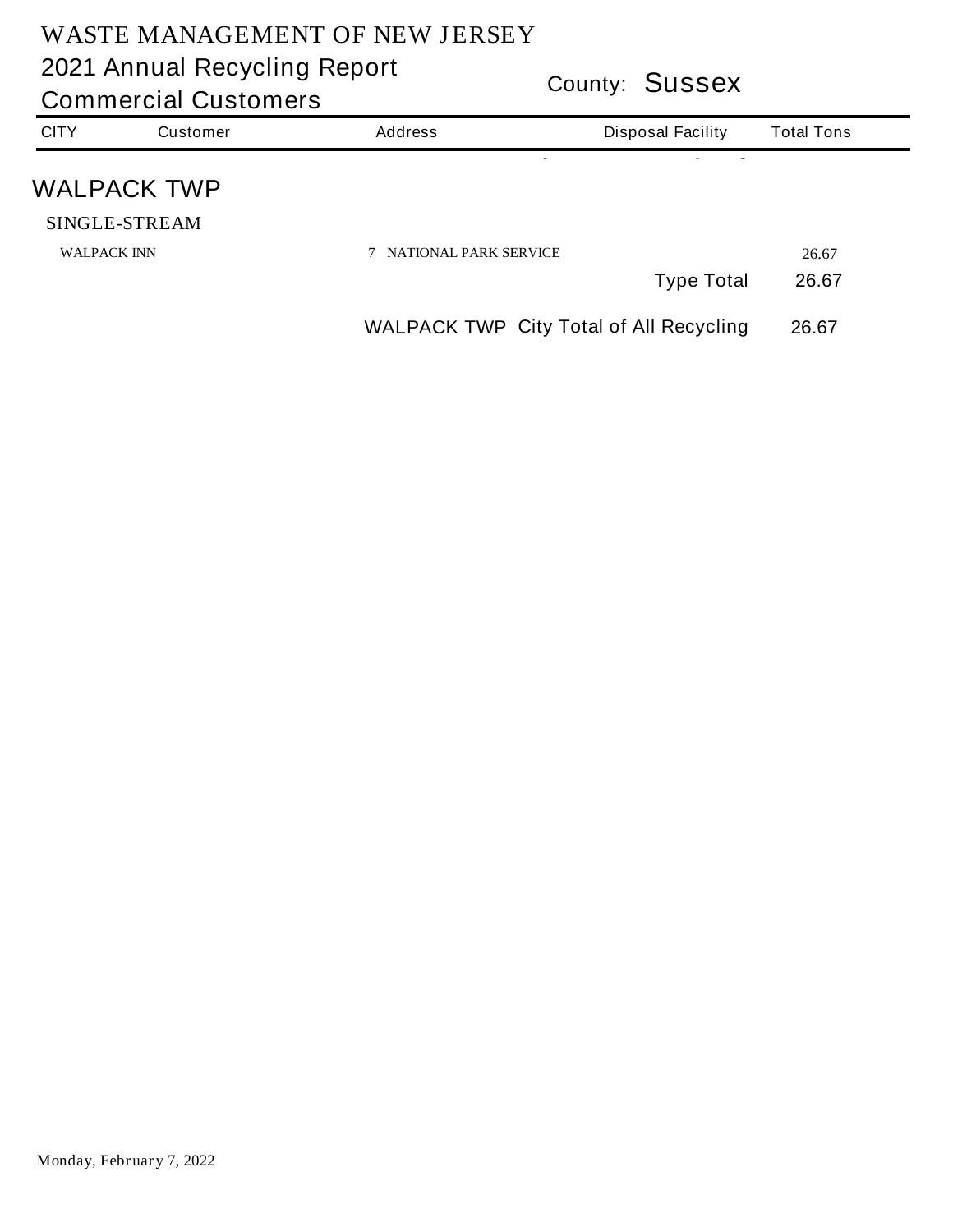# WASTE MANAGEMENT OF NEW JERSEY

## 2021 Annual Recycling Report

## Commercial Customers

County: **Sussex**

| CITY | Customer | Address | Disposal Facility | Total Tons |
|---|---|---|---|---|

## WALPACK TWP

### SINGLE-STREAM

| CITY | Customer | Address | Disposal Facility | Total Tons |
|---|---|---|---|---|
| WALPACK INN | | 7 NATIONAL PARK SERVICE | | 26.67 |
| | | | Type Total | 26.67 |
| | | WALPACK TWP | City Total of All Recycling | 26.67 |

Monday, February 7, 2022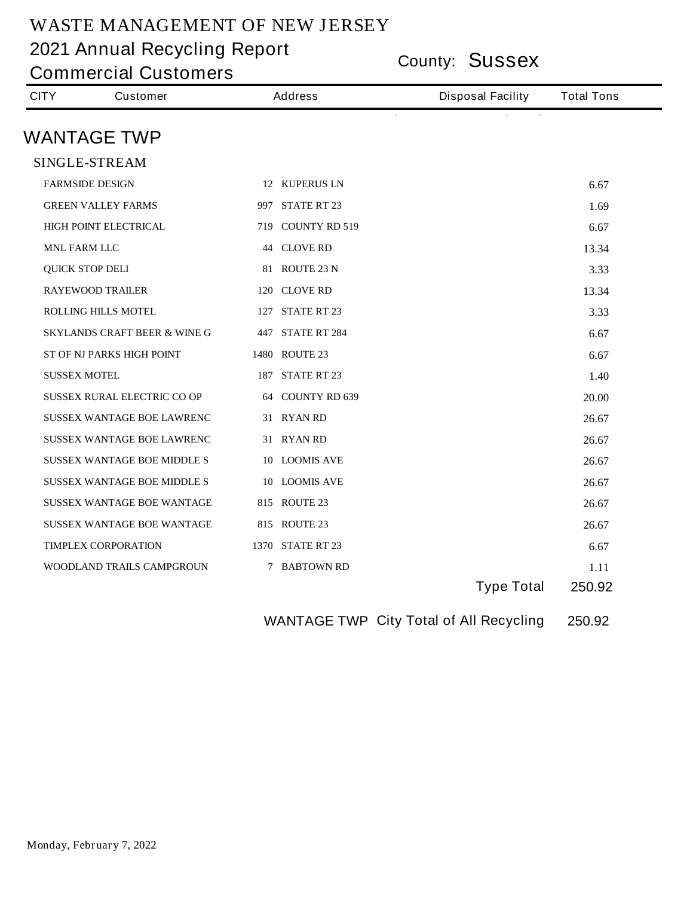# WASTE MANAGEMENT OF NEW JERSEY

## 2021 Annual Recycling Report

## Commercial Customers

County: **Sussex**

| CITY | Customer | Address | Disposal Facility | Total Tons |
|---|---|---|---|---|

## WANTAGE TWP

### SINGLE-STREAM

| Customer | Address | Disposal Facility | Total Tons |
|---|---|---|---|
| FARMSIDE DESIGN | 12 KUPERUS LN | | 6.67 |
| GREEN VALLEY FARMS | 997 STATE RT 23 | | 1.69 |
| HIGH POINT ELECTRICAL | 719 COUNTY RD 519 | | 6.67 |
| MNL FARM LLC | 44 CLOVE RD | | 13.34 |
| QUICK STOP DELI | 81 ROUTE 23 N | | 3.33 |
| RAYEWOOD TRAILER | 120 CLOVE RD | | 13.34 |
| ROLLING HILLS MOTEL | 127 STATE RT 23 | | 3.33 |
| SKYLANDS CRAFT BEER & WINE G | 447 STATE RT 284 | | 6.67 |
| ST OF NJ PARKS HIGH POINT | 1480 ROUTE 23 | | 6.67 |
| SUSSEX MOTEL | 187 STATE RT 23 | | 1.40 |
| SUSSEX RURAL ELECTRIC CO OP | 64 COUNTY RD 639 | | 20.00 |
| SUSSEX WANTAGE BOE LAWRENC | 31 RYAN RD | | 26.67 |
| SUSSEX WANTAGE BOE LAWRENC | 31 RYAN RD | | 26.67 |
| SUSSEX WANTAGE BOE MIDDLE S | 10 LOOMIS AVE | | 26.67 |
| SUSSEX WANTAGE BOE MIDDLE S | 10 LOOMIS AVE | | 26.67 |
| SUSSEX WANTAGE BOE WANTAGE | 815 ROUTE 23 | | 26.67 |
| SUSSEX WANTAGE BOE WANTAGE | 815 ROUTE 23 | | 26.67 |
| TIMPLEX CORPORATION | 1370 STATE RT 23 | | 6.67 |
| WOODLAND TRAILS CAMPGROUN | 7 BABTOWN RD | | 1.11 |
| | | Type Total | 250.92 |

WANTAGE TWP City Total of All Recycling 250.92

Monday, February 7, 2022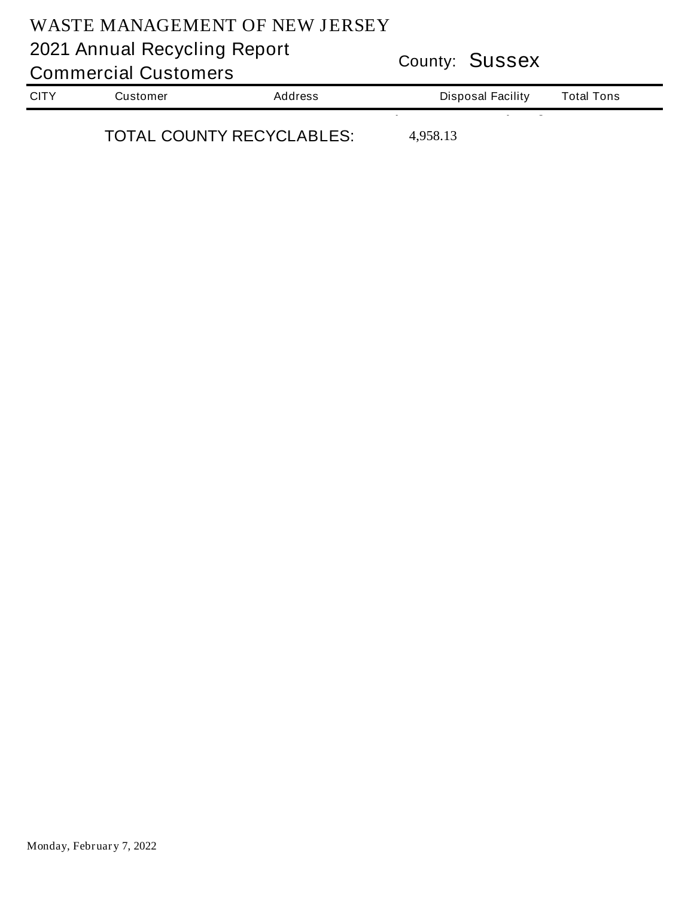# WASTE MANAGEMENT OF NEW JERSEY

## 2021 Annual Recycling Report

## Commercial Customers

County: **Sussex**

| CITY | Customer | Address | Disposal Facility | Total Tons |
|---|---|---|---|---|

TOTAL COUNTY RECYCLABLES: 4,958.13

Monday, February 7, 2022